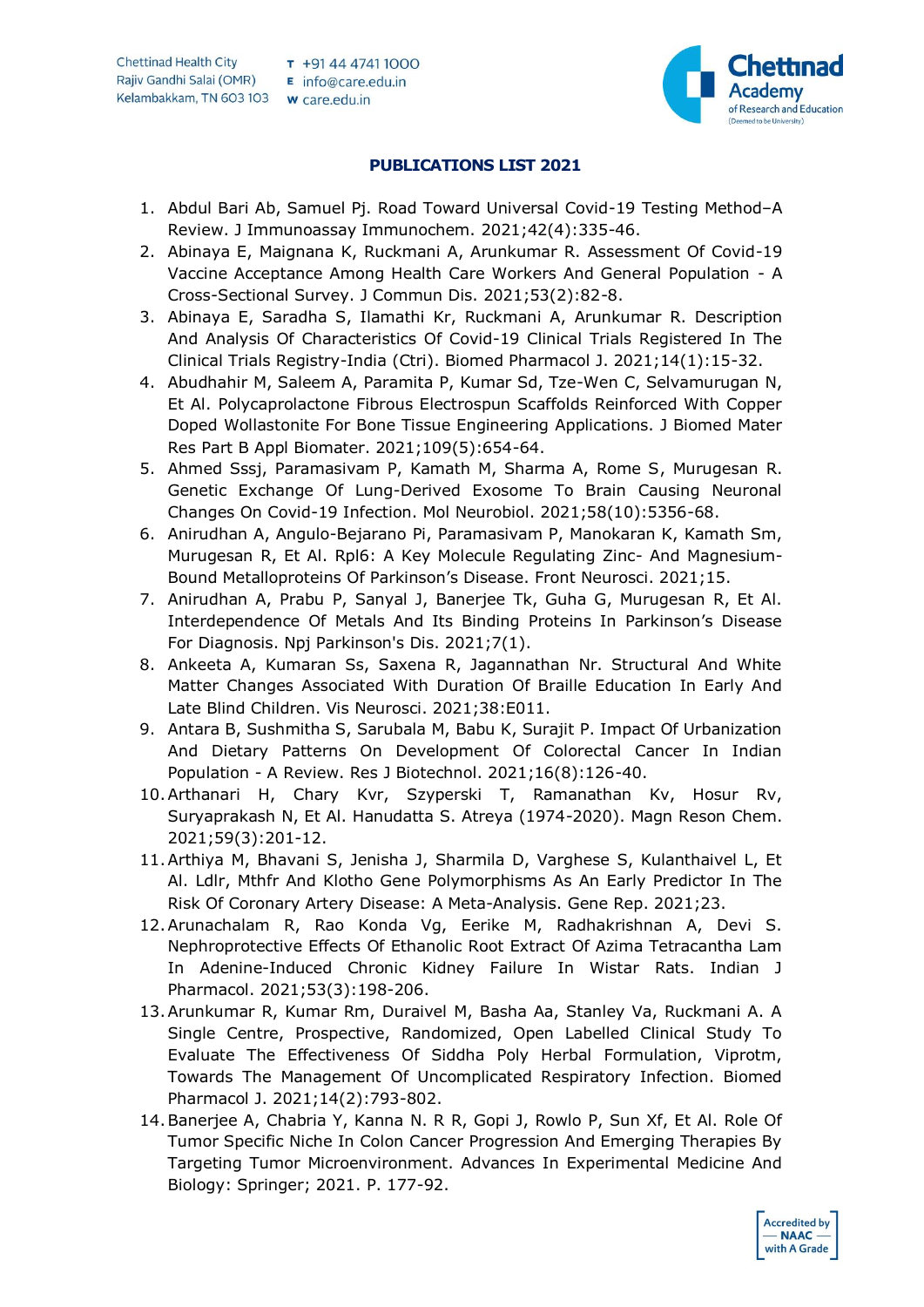Chettinad Health City
Rajiv Gandhi Salai (OMR)
Kelambakkam, TN 603 103

T +91 44 4741 1000
E info@care.edu.in
W care.edu.in

## PUBLICATIONS LIST 2021

1. Abdul Bari Ab, Samuel Pj. Road Toward Universal Covid-19 Testing Method–A Review. J Immunoassay Immunochem. 2021;42(4):335-46.
2. Abinaya E, Maignana K, Ruckmani A, Arunkumar R. Assessment Of Covid-19 Vaccine Acceptance Among Health Care Workers And General Population - A Cross-Sectional Survey. J Commun Dis. 2021;53(2):82-8.
3. Abinaya E, Saradha S, Ilamathi Kr, Ruckmani A, Arunkumar R. Description And Analysis Of Characteristics Of Covid-19 Clinical Trials Registered In The Clinical Trials Registry-India (Ctri). Biomed Pharmacol J. 2021;14(1):15-32.
4. Abudhahir M, Saleem A, Paramita P, Kumar Sd, Tze-Wen C, Selvamurugan N, Et Al. Polycaprolactone Fibrous Electrospun Scaffolds Reinforced With Copper Doped Wollastonite For Bone Tissue Engineering Applications. J Biomed Mater Res Part B Appl Biomater. 2021;109(5):654-64.
5. Ahmed Sssj, Paramasivam P, Kamath M, Sharma A, Rome S, Murugesan R. Genetic Exchange Of Lung-Derived Exosome To Brain Causing Neuronal Changes On Covid-19 Infection. Mol Neurobiol. 2021;58(10):5356-68.
6. Anirudhan A, Angulo-Bejarano Pi, Paramasivam P, Manokaran K, Kamath Sm, Murugesan R, Et Al. Rpl6: A Key Molecule Regulating Zinc- And Magnesium-Bound Metalloproteins Of Parkinson's Disease. Front Neurosci. 2021;15.
7. Anirudhan A, Prabu P, Sanyal J, Banerjee Tk, Guha G, Murugesan R, Et Al. Interdependence Of Metals And Its Binding Proteins In Parkinson's Disease For Diagnosis. Npj Parkinson's Dis. 2021;7(1).
8. Ankeeta A, Kumaran Ss, Saxena R, Jagannathan Nr. Structural And White Matter Changes Associated With Duration Of Braille Education In Early And Late Blind Children. Vis Neurosci. 2021;38:E011.
9. Antara B, Sushmitha S, Sarubala M, Babu K, Surajit P. Impact Of Urbanization And Dietary Patterns On Development Of Colorectal Cancer In Indian Population - A Review. Res J Biotechnol. 2021;16(8):126-40.
10. Arthanari H, Chary Kvr, Szyperski T, Ramanathan Kv, Hosur Rv, Suryaprakash N, Et Al. Hanudatta S. Atreya (1974-2020). Magn Reson Chem. 2021;59(3):201-12.
11. Arthiya M, Bhavani S, Jenisha J, Sharmila D, Varghese S, Kulanthaivel L, Et Al. Ldlr, Mthfr And Klotho Gene Polymorphisms As An Early Predictor In The Risk Of Coronary Artery Disease: A Meta-Analysis. Gene Rep. 2021;23.
12. Arunachalam R, Rao Konda Vg, Eerike M, Radhakrishnan A, Devi S. Nephroprotective Effects Of Ethanolic Root Extract Of Azima Tetracantha Lam In Adenine-Induced Chronic Kidney Failure In Wistar Rats. Indian J Pharmacol. 2021;53(3):198-206.
13. Arunkumar R, Kumar Rm, Duraivel M, Basha Aa, Stanley Va, Ruckmani A. A Single Centre, Prospective, Randomized, Open Labelled Clinical Study To Evaluate The Effectiveness Of Siddha Poly Herbal Formulation, Viprotm, Towards The Management Of Uncomplicated Respiratory Infection. Biomed Pharmacol J. 2021;14(2):793-802.
14. Banerjee A, Chabria Y, Kanna N. R R, Gopi J, Rowlo P, Sun Xf, Et Al. Role Of Tumor Specific Niche In Colon Cancer Progression And Emerging Therapies By Targeting Tumor Microenvironment. Advances In Experimental Medicine And Biology: Springer; 2021. P. 177-92.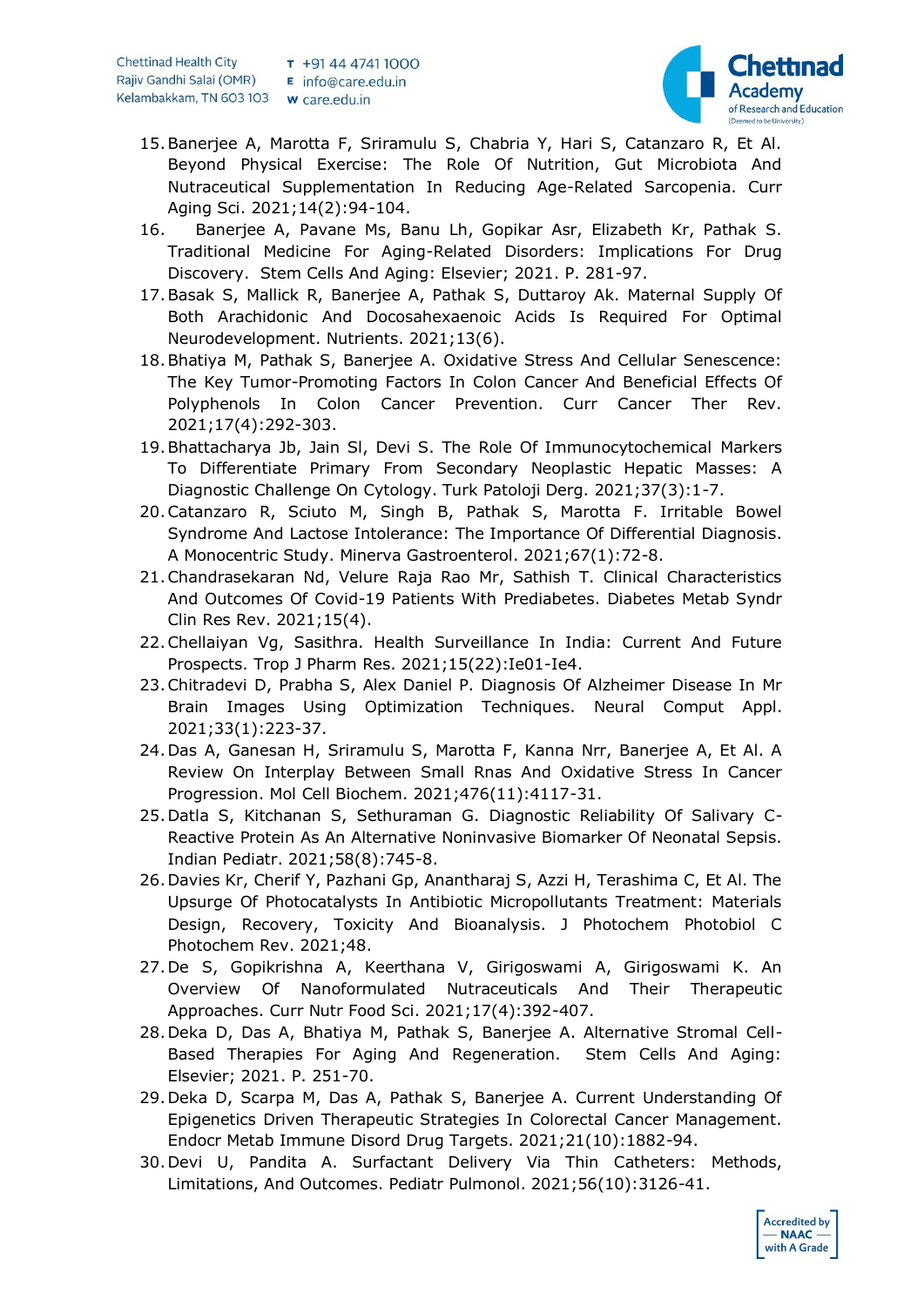15. Banerjee A, Marotta F, Sriramulu S, Chabria Y, Hari S, Catanzaro R, Et Al. Beyond Physical Exercise: The Role Of Nutrition, Gut Microbiota And Nutraceutical Supplementation In Reducing Age-Related Sarcopenia. Curr Aging Sci. 2021;14(2):94-104.
16. Banerjee A, Pavane Ms, Banu Lh, Gopikar Asr, Elizabeth Kr, Pathak S. Traditional Medicine For Aging-Related Disorders: Implications For Drug Discovery. Stem Cells And Aging: Elsevier; 2021. P. 281-97.
17. Basak S, Mallick R, Banerjee A, Pathak S, Duttaroy Ak. Maternal Supply Of Both Arachidonic And Docosahexaenoic Acids Is Required For Optimal Neurodevelopment. Nutrients. 2021;13(6).
18. Bhatiya M, Pathak S, Banerjee A. Oxidative Stress And Cellular Senescence: The Key Tumor-Promoting Factors In Colon Cancer And Beneficial Effects Of Polyphenols In Colon Cancer Prevention. Curr Cancer Ther Rev. 2021;17(4):292-303.
19. Bhattacharya Jb, Jain Sl, Devi S. The Role Of Immunocytochemical Markers To Differentiate Primary From Secondary Neoplastic Hepatic Masses: A Diagnostic Challenge On Cytology. Turk Patoloji Derg. 2021;37(3):1-7.
20. Catanzaro R, Sciuto M, Singh B, Pathak S, Marotta F. Irritable Bowel Syndrome And Lactose Intolerance: The Importance Of Differential Diagnosis. A Monocentric Study. Minerva Gastroenterol. 2021;67(1):72-8.
21. Chandrasekaran Nd, Velure Raja Rao Mr, Sathish T. Clinical Characteristics And Outcomes Of Covid-19 Patients With Prediabetes. Diabetes Metab Syndr Clin Res Rev. 2021;15(4).
22. Chellaiyan Vg, Sasithra. Health Surveillance In India: Current And Future Prospects. Trop J Pharm Res. 2021;15(22):Ie01-Ie4.
23. Chitradevi D, Prabha S, Alex Daniel P. Diagnosis Of Alzheimer Disease In Mr Brain Images Using Optimization Techniques. Neural Comput Appl. 2021;33(1):223-37.
24. Das A, Ganesan H, Sriramulu S, Marotta F, Kanna Nrr, Banerjee A, Et Al. A Review On Interplay Between Small Rnas And Oxidative Stress In Cancer Progression. Mol Cell Biochem. 2021;476(11):4117-31.
25. Datla S, Kitchanan S, Sethuraman G. Diagnostic Reliability Of Salivary C-Reactive Protein As An Alternative Noninvasive Biomarker Of Neonatal Sepsis. Indian Pediatr. 2021;58(8):745-8.
26. Davies Kr, Cherif Y, Pazhani Gp, Anantharaj S, Azzi H, Terashima C, Et Al. The Upsurge Of Photocatalysts In Antibiotic Micropollutants Treatment: Materials Design, Recovery, Toxicity And Bioanalysis. J Photochem Photobiol C Photochem Rev. 2021;48.
27. De S, Gopikrishna A, Keerthana V, Girigoswami A, Girigoswami K. An Overview Of Nanoformulated Nutraceuticals And Their Therapeutic Approaches. Curr Nutr Food Sci. 2021;17(4):392-407.
28. Deka D, Das A, Bhatiya M, Pathak S, Banerjee A. Alternative Stromal Cell-Based Therapies For Aging And Regeneration. Stem Cells And Aging: Elsevier; 2021. P. 251-70.
29. Deka D, Scarpa M, Das A, Pathak S, Banerjee A. Current Understanding Of Epigenetics Driven Therapeutic Strategies In Colorectal Cancer Management. Endocr Metab Immune Disord Drug Targets. 2021;21(10):1882-94.
30. Devi U, Pandita A. Surfactant Delivery Via Thin Catheters: Methods, Limitations, And Outcomes. Pediatr Pulmonol. 2021;56(10):3126-41.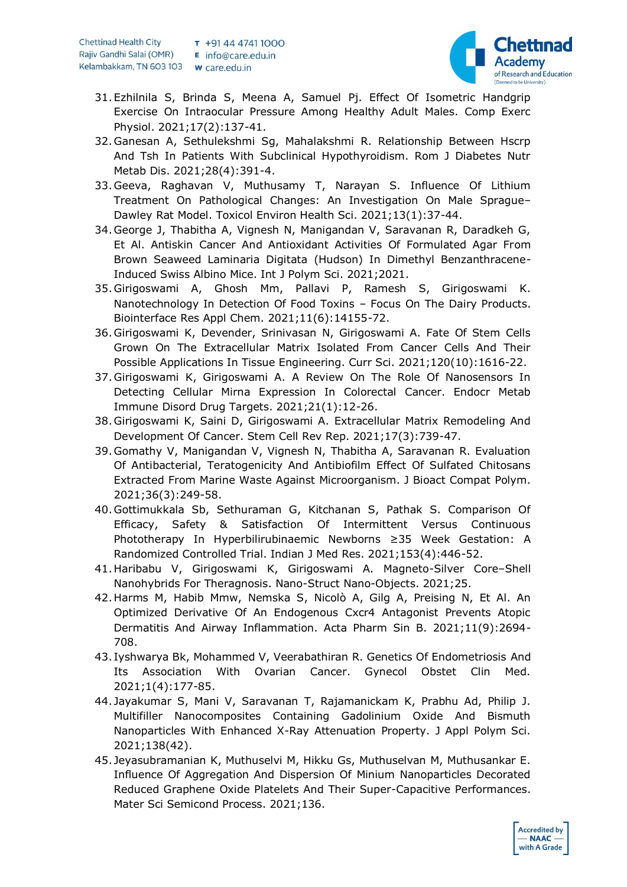31. Ezhilnila S, Brinda S, Meena A, Samuel Pj. Effect Of Isometric Handgrip Exercise On Intraocular Pressure Among Healthy Adult Males. Comp Exerc Physiol. 2021;17(2):137-41.
32. Ganesan A, Sethulekshmi Sg, Mahalakshmi R. Relationship Between Hscrp And Tsh In Patients With Subclinical Hypothyroidism. Rom J Diabetes Nutr Metab Dis. 2021;28(4):391-4.
33. Geeva, Raghavan V, Muthusamy T, Narayan S. Influence Of Lithium Treatment On Pathological Changes: An Investigation On Male Sprague–Dawley Rat Model. Toxicol Environ Health Sci. 2021;13(1):37-44.
34. George J, Thabitha A, Vignesh N, Manigandan V, Saravanan R, Daradkeh G, Et Al. Antiskin Cancer And Antioxidant Activities Of Formulated Agar From Brown Seaweed Laminaria Digitata (Hudson) In Dimethyl Benzanthracene-Induced Swiss Albino Mice. Int J Polym Sci. 2021;2021.
35. Girigoswami A, Ghosh Mm, Pallavi P, Ramesh S, Girigoswami K. Nanotechnology In Detection Of Food Toxins – Focus On The Dairy Products. Biointerface Res Appl Chem. 2021;11(6):14155-72.
36. Girigoswami K, Devender, Srinivasan N, Girigoswami A. Fate Of Stem Cells Grown On The Extracellular Matrix Isolated From Cancer Cells And Their Possible Applications In Tissue Engineering. Curr Sci. 2021;120(10):1616-22.
37. Girigoswami K, Girigoswami A. A Review On The Role Of Nanosensors In Detecting Cellular Mirna Expression In Colorectal Cancer. Endocr Metab Immune Disord Drug Targets. 2021;21(1):12-26.
38. Girigoswami K, Saini D, Girigoswami A. Extracellular Matrix Remodeling And Development Of Cancer. Stem Cell Rev Rep. 2021;17(3):739-47.
39. Gomathy V, Manigandan V, Vignesh N, Thabitha A, Saravanan R. Evaluation Of Antibacterial, Teratogenicity And Antibiofilm Effect Of Sulfated Chitosans Extracted From Marine Waste Against Microorganism. J Bioact Compat Polym. 2021;36(3):249-58.
40. Gottimukkala Sb, Sethuraman G, Kitchanan S, Pathak S. Comparison Of Efficacy, Safety & Satisfaction Of Intermittent Versus Continuous Phototherapy In Hyperbilirubinaemic Newborns ≥35 Week Gestation: A Randomized Controlled Trial. Indian J Med Res. 2021;153(4):446-52.
41. Haribabu V, Girigoswami K, Girigoswami A. Magneto-Silver Core–Shell Nanohybrids For Theragnosis. Nano-Struct Nano-Objects. 2021;25.
42. Harms M, Habib Mmw, Nemska S, Nicolò A, Gilg A, Preising N, Et Al. An Optimized Derivative Of An Endogenous Cxcr4 Antagonist Prevents Atopic Dermatitis And Airway Inflammation. Acta Pharm Sin B. 2021;11(9):2694-708.
43. Iyshwarya Bk, Mohammed V, Veerabathiran R. Genetics Of Endometriosis And Its Association With Ovarian Cancer. Gynecol Obstet Clin Med. 2021;1(4):177-85.
44. Jayakumar S, Mani V, Saravanan T, Rajamanickam K, Prabhu Ad, Philip J. Multifiller Nanocomposites Containing Gadolinium Oxide And Bismuth Nanoparticles With Enhanced X-Ray Attenuation Property. J Appl Polym Sci. 2021;138(42).
45. Jeyasubramanian K, Muthuselvi M, Hikku Gs, Muthuselvan M, Muthusankar E. Influence Of Aggregation And Dispersion Of Minium Nanoparticles Decorated Reduced Graphene Oxide Platelets And Their Super-Capacitive Performances. Mater Sci Semicond Process. 2021;136.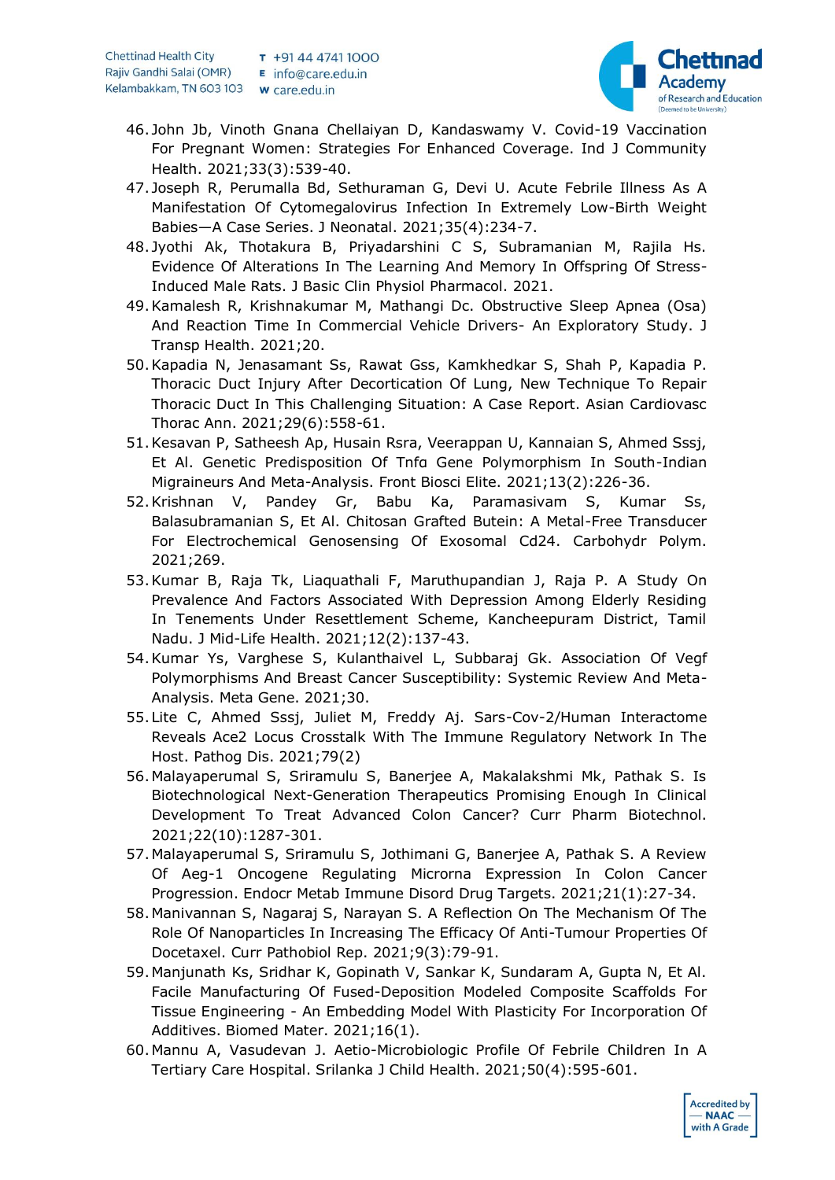46. John Jb, Vinoth Gnana Chellaiyan D, Kandaswamy V. Covid-19 Vaccination For Pregnant Women: Strategies For Enhanced Coverage. Ind J Community Health. 2021;33(3):539-40.
47. Joseph R, Perumalla Bd, Sethuraman G, Devi U. Acute Febrile Illness As A Manifestation Of Cytomegalovirus Infection In Extremely Low-Birth Weight Babies—A Case Series. J Neonatal. 2021;35(4):234-7.
48. Jyothi Ak, Thotakura B, Priyadarshini C S, Subramanian M, Rajila Hs. Evidence Of Alterations In The Learning And Memory In Offspring Of Stress-Induced Male Rats. J Basic Clin Physiol Pharmacol. 2021.
49. Kamalesh R, Krishnakumar M, Mathangi Dc. Obstructive Sleep Apnea (Osa) And Reaction Time In Commercial Vehicle Drivers- An Exploratory Study. J Transp Health. 2021;20.
50. Kapadia N, Jenasamant Ss, Rawat Gss, Kamkhedkar S, Shah P, Kapadia P. Thoracic Duct Injury After Decortication Of Lung, New Technique To Repair Thoracic Duct In This Challenging Situation: A Case Report. Asian Cardiovasc Thorac Ann. 2021;29(6):558-61.
51. Kesavan P, Satheesh Ap, Husain Rsra, Veerappan U, Kannaian S, Ahmed Sssj, Et Al. Genetic Predisposition Of Tnfα Gene Polymorphism In South-Indian Migraineurs And Meta-Analysis. Front Biosci Elite. 2021;13(2):226-36.
52. Krishnan V, Pandey Gr, Babu Ka, Paramasivam S, Kumar Ss, Balasubramanian S, Et Al. Chitosan Grafted Butein: A Metal-Free Transducer For Electrochemical Genosensing Of Exosomal Cd24. Carbohydr Polym. 2021;269.
53. Kumar B, Raja Tk, Liaquathali F, Maruthupandian J, Raja P. A Study On Prevalence And Factors Associated With Depression Among Elderly Residing In Tenements Under Resettlement Scheme, Kancheepuram District, Tamil Nadu. J Mid-Life Health. 2021;12(2):137-43.
54. Kumar Ys, Varghese S, Kulanthaivel L, Subbaraj Gk. Association Of Vegf Polymorphisms And Breast Cancer Susceptibility: Systemic Review And Meta-Analysis. Meta Gene. 2021;30.
55. Lite C, Ahmed Sssj, Juliet M, Freddy Aj. Sars-Cov-2/Human Interactome Reveals Ace2 Locus Crosstalk With The Immune Regulatory Network In The Host. Pathog Dis. 2021;79(2)
56. Malayaperumal S, Sriramulu S, Banerjee A, Makalakshmi Mk, Pathak S. Is Biotechnological Next-Generation Therapeutics Promising Enough In Clinical Development To Treat Advanced Colon Cancer? Curr Pharm Biotechnol. 2021;22(10):1287-301.
57. Malayaperumal S, Sriramulu S, Jothimani G, Banerjee A, Pathak S. A Review Of Aeg-1 Oncogene Regulating Microrna Expression In Colon Cancer Progression. Endocr Metab Immune Disord Drug Targets. 2021;21(1):27-34.
58. Manivannan S, Nagaraj S, Narayan S. A Reflection On The Mechanism Of The Role Of Nanoparticles In Increasing The Efficacy Of Anti-Tumour Properties Of Docetaxel. Curr Pathobiol Rep. 2021;9(3):79-91.
59. Manjunath Ks, Sridhar K, Gopinath V, Sankar K, Sundaram A, Gupta N, Et Al. Facile Manufacturing Of Fused-Deposition Modeled Composite Scaffolds For Tissue Engineering - An Embedding Model With Plasticity For Incorporation Of Additives. Biomed Mater. 2021;16(1).
60. Mannu A, Vasudevan J. Aetio-Microbiologic Profile Of Febrile Children In A Tertiary Care Hospital. Srilanka J Child Health. 2021;50(4):595-601.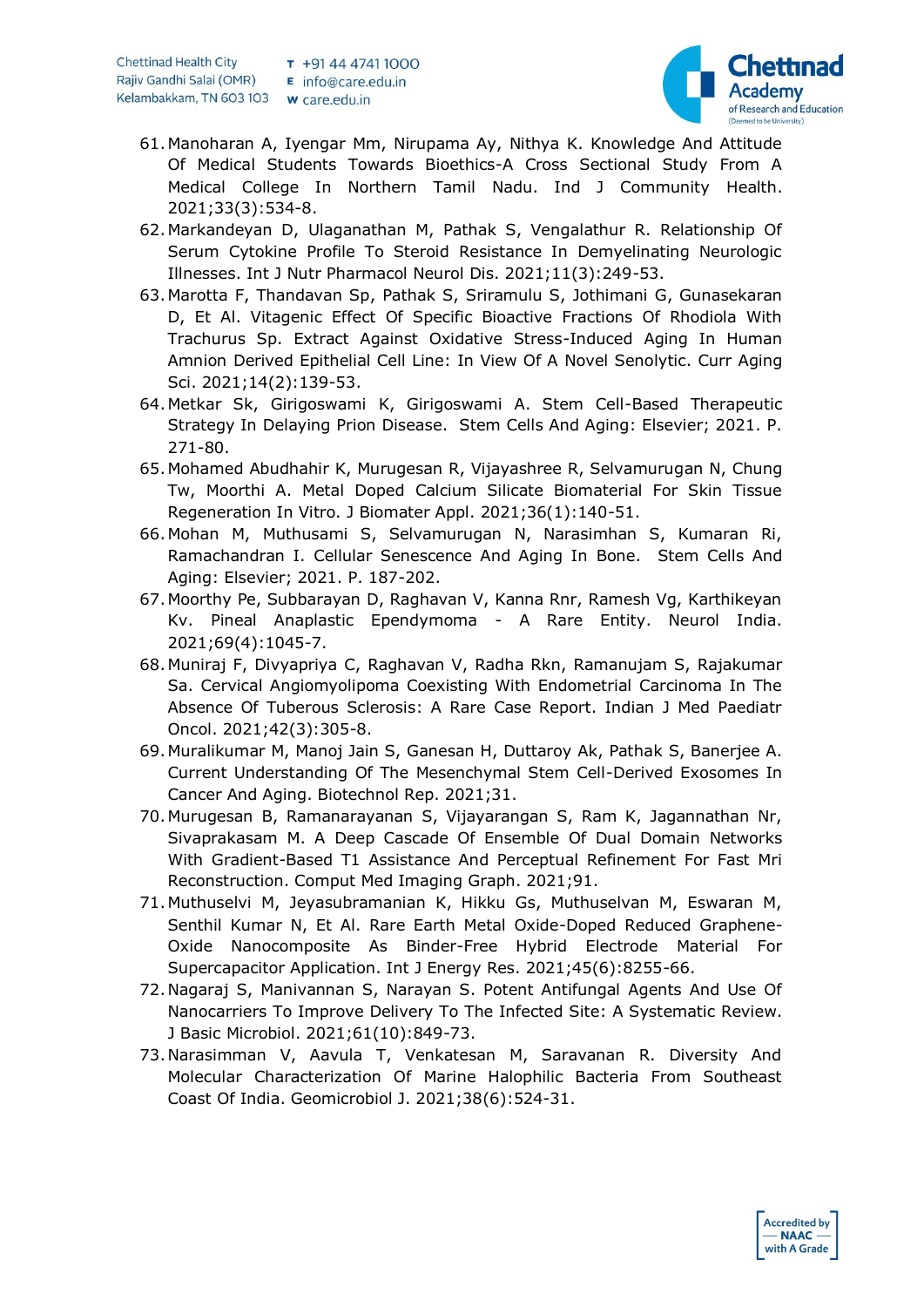61. Manoharan A, Iyengar Mm, Nirupama Ay, Nithya K. Knowledge And Attitude Of Medical Students Towards Bioethics-A Cross Sectional Study From A Medical College In Northern Tamil Nadu. Ind J Community Health. 2021;33(3):534-8.
62. Markandeyan D, Ulaganathan M, Pathak S, Vengalathur R. Relationship Of Serum Cytokine Profile To Steroid Resistance In Demyelinating Neurologic Illnesses. Int J Nutr Pharmacol Neurol Dis. 2021;11(3):249-53.
63. Marotta F, Thandavan Sp, Pathak S, Sriramulu S, Jothimani G, Gunasekaran D, Et Al. Vitagenic Effect Of Specific Bioactive Fractions Of Rhodiola With Trachurus Sp. Extract Against Oxidative Stress-Induced Aging In Human Amnion Derived Epithelial Cell Line: In View Of A Novel Senolytic. Curr Aging Sci. 2021;14(2):139-53.
64. Metkar Sk, Girigoswami K, Girigoswami A. Stem Cell-Based Therapeutic Strategy In Delaying Prion Disease. Stem Cells And Aging: Elsevier; 2021. P. 271-80.
65. Mohamed Abudhahir K, Murugesan R, Vijayashree R, Selvamurugan N, Chung Tw, Moorthi A. Metal Doped Calcium Silicate Biomaterial For Skin Tissue Regeneration In Vitro. J Biomater Appl. 2021;36(1):140-51.
66. Mohan M, Muthusami S, Selvamurugan N, Narasimhan S, Kumaran Ri, Ramachandran I. Cellular Senescence And Aging In Bone. Stem Cells And Aging: Elsevier; 2021. P. 187-202.
67. Moorthy Pe, Subbarayan D, Raghavan V, Kanna Rnr, Ramesh Vg, Karthikeyan Kv. Pineal Anaplastic Ependymoma - A Rare Entity. Neurol India. 2021;69(4):1045-7.
68. Muniraj F, Divyapriya C, Raghavan V, Radha Rkn, Ramanujam S, Rajakumar Sa. Cervical Angiomyolipoma Coexisting With Endometrial Carcinoma In The Absence Of Tuberous Sclerosis: A Rare Case Report. Indian J Med Paediatr Oncol. 2021;42(3):305-8.
69. Muralikumar M, Manoj Jain S, Ganesan H, Duttaroy Ak, Pathak S, Banerjee A. Current Understanding Of The Mesenchymal Stem Cell-Derived Exosomes In Cancer And Aging. Biotechnol Rep. 2021;31.
70. Murugesan B, Ramanarayanan S, Vijayarangan S, Ram K, Jagannathan Nr, Sivaprakasam M. A Deep Cascade Of Ensemble Of Dual Domain Networks With Gradient-Based T1 Assistance And Perceptual Refinement For Fast Mri Reconstruction. Comput Med Imaging Graph. 2021;91.
71. Muthuselvi M, Jeyasubramanian K, Hikku Gs, Muthuselvan M, Eswaran M, Senthil Kumar N, Et Al. Rare Earth Metal Oxide-Doped Reduced Graphene-Oxide Nanocomposite As Binder-Free Hybrid Electrode Material For Supercapacitor Application. Int J Energy Res. 2021;45(6):8255-66.
72. Nagaraj S, Manivannan S, Narayan S. Potent Antifungal Agents And Use Of Nanocarriers To Improve Delivery To The Infected Site: A Systematic Review. J Basic Microbiol. 2021;61(10):849-73.
73. Narasimman V, Aavula T, Venkatesan M, Saravanan R. Diversity And Molecular Characterization Of Marine Halophilic Bacteria From Southeast Coast Of India. Geomicrobiol J. 2021;38(6):524-31.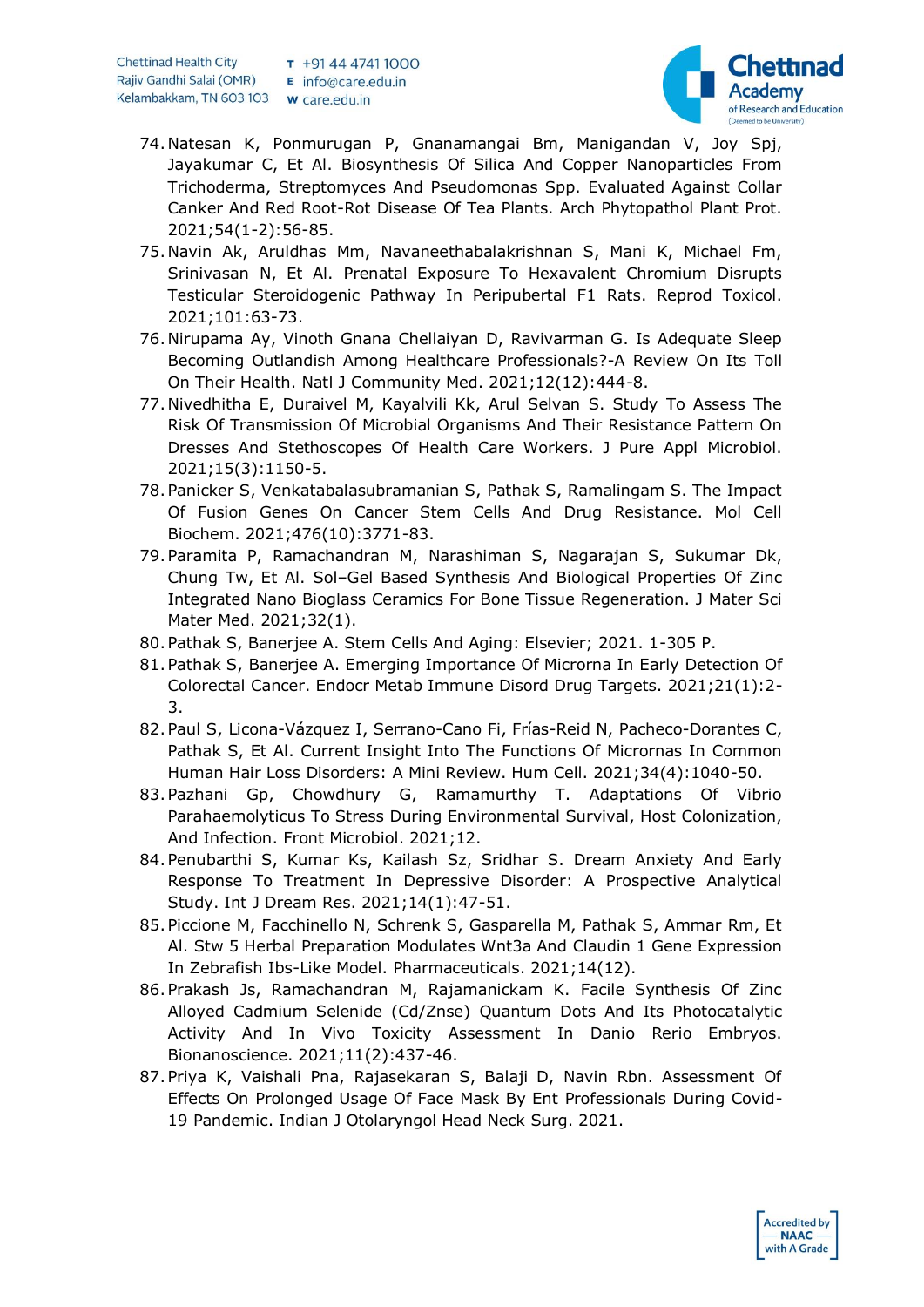74. Natesan K, Ponmurugan P, Gnanamangai Bm, Manigandan V, Joy Spj, Jayakumar C, Et Al. Biosynthesis Of Silica And Copper Nanoparticles From Trichoderma, Streptomyces And Pseudomonas Spp. Evaluated Against Collar Canker And Red Root-Rot Disease Of Tea Plants. Arch Phytopathol Plant Prot. 2021;54(1-2):56-85.
75. Navin Ak, Aruldhas Mm, Navaneethabalakrishnan S, Mani K, Michael Fm, Srinivasan N, Et Al. Prenatal Exposure To Hexavalent Chromium Disrupts Testicular Steroidogenic Pathway In Peripubertal F1 Rats. Reprod Toxicol. 2021;101:63-73.
76. Nirupama Ay, Vinoth Gnana Chellaiyan D, Ravivarman G. Is Adequate Sleep Becoming Outlandish Among Healthcare Professionals?-A Review On Its Toll On Their Health. Natl J Community Med. 2021;12(12):444-8.
77. Nivedhitha E, Duraivel M, Kayalvili Kk, Arul Selvan S. Study To Assess The Risk Of Transmission Of Microbial Organisms And Their Resistance Pattern On Dresses And Stethoscopes Of Health Care Workers. J Pure Appl Microbiol. 2021;15(3):1150-5.
78. Panicker S, Venkatabalasubramanian S, Pathak S, Ramalingam S. The Impact Of Fusion Genes On Cancer Stem Cells And Drug Resistance. Mol Cell Biochem. 2021;476(10):3771-83.
79. Paramita P, Ramachandran M, Narashiman S, Nagarajan S, Sukumar Dk, Chung Tw, Et Al. Sol–Gel Based Synthesis And Biological Properties Of Zinc Integrated Nano Bioglass Ceramics For Bone Tissue Regeneration. J Mater Sci Mater Med. 2021;32(1).
80. Pathak S, Banerjee A. Stem Cells And Aging: Elsevier; 2021. 1-305 P.
81. Pathak S, Banerjee A. Emerging Importance Of Microrna In Early Detection Of Colorectal Cancer. Endocr Metab Immune Disord Drug Targets. 2021;21(1):2-3.
82. Paul S, Licona-Vázquez I, Serrano-Cano Fi, Frías-Reid N, Pacheco-Dorantes C, Pathak S, Et Al. Current Insight Into The Functions Of Micrornas In Common Human Hair Loss Disorders: A Mini Review. Hum Cell. 2021;34(4):1040-50.
83. Pazhani Gp, Chowdhury G, Ramamurthy T. Adaptations Of Vibrio Parahaemolyticus To Stress During Environmental Survival, Host Colonization, And Infection. Front Microbiol. 2021;12.
84. Penubarthi S, Kumar Ks, Kailash Sz, Sridhar S. Dream Anxiety And Early Response To Treatment In Depressive Disorder: A Prospective Analytical Study. Int J Dream Res. 2021;14(1):47-51.
85. Piccione M, Facchinello N, Schrenk S, Gasparella M, Pathak S, Ammar Rm, Et Al. Stw 5 Herbal Preparation Modulates Wnt3a And Claudin 1 Gene Expression In Zebrafish Ibs-Like Model. Pharmaceuticals. 2021;14(12).
86. Prakash Js, Ramachandran M, Rajamanickam K. Facile Synthesis Of Zinc Alloyed Cadmium Selenide (Cd/Znse) Quantum Dots And Its Photocatalytic Activity And In Vivo Toxicity Assessment In Danio Rerio Embryos. Bionanoscience. 2021;11(2):437-46.
87. Priya K, Vaishali Pna, Rajasekaran S, Balaji D, Navin Rbn. Assessment Of Effects On Prolonged Usage Of Face Mask By Ent Professionals During Covid-19 Pandemic. Indian J Otolaryngol Head Neck Surg. 2021.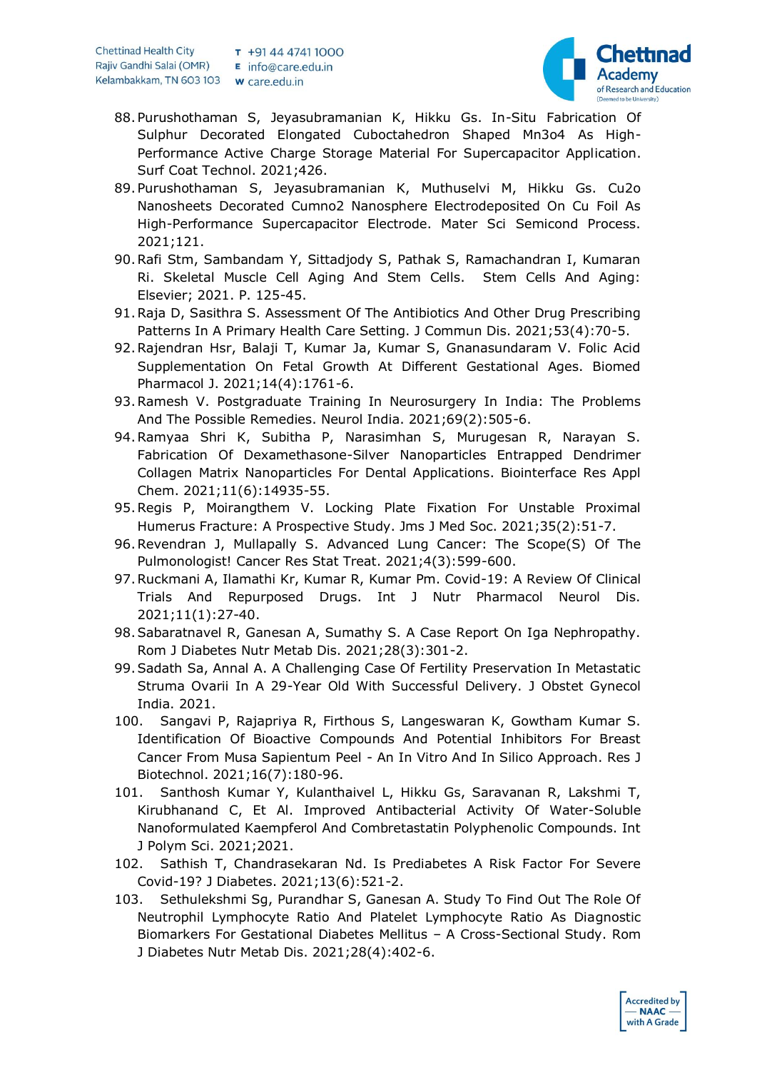88. Purushothaman S, Jeyasubramanian K, Hikku Gs. In-Situ Fabrication Of Sulphur Decorated Elongated Cuboctahedron Shaped Mn3o4 As High-Performance Active Charge Storage Material For Supercapacitor Application. Surf Coat Technol. 2021;426.
89. Purushothaman S, Jeyasubramanian K, Muthuselvi M, Hikku Gs. Cu2o Nanosheets Decorated Cumno2 Nanosphere Electrodeposited On Cu Foil As High-Performance Supercapacitor Electrode. Mater Sci Semicond Process. 2021;121.
90. Rafi Stm, Sambandam Y, Sittadjody S, Pathak S, Ramachandran I, Kumaran Ri. Skeletal Muscle Cell Aging And Stem Cells. Stem Cells And Aging: Elsevier; 2021. P. 125-45.
91. Raja D, Sasithra S. Assessment Of The Antibiotics And Other Drug Prescribing Patterns In A Primary Health Care Setting. J Commun Dis. 2021;53(4):70-5.
92. Rajendran Hsr, Balaji T, Kumar Ja, Kumar S, Gnanasundaram V. Folic Acid Supplementation On Fetal Growth At Different Gestational Ages. Biomed Pharmacol J. 2021;14(4):1761-6.
93. Ramesh V. Postgraduate Training In Neurosurgery In India: The Problems And The Possible Remedies. Neurol India. 2021;69(2):505-6.
94. Ramyaa Shri K, Subitha P, Narasimhan S, Murugesan R, Narayan S. Fabrication Of Dexamethasone-Silver Nanoparticles Entrapped Dendrimer Collagen Matrix Nanoparticles For Dental Applications. Biointerface Res Appl Chem. 2021;11(6):14935-55.
95. Regis P, Moirangthem V. Locking Plate Fixation For Unstable Proximal Humerus Fracture: A Prospective Study. Jms J Med Soc. 2021;35(2):51-7.
96. Revendran J, Mullapally S. Advanced Lung Cancer: The Scope(S) Of The Pulmonologist! Cancer Res Stat Treat. 2021;4(3):599-600.
97. Ruckmani A, Ilamathi Kr, Kumar R, Kumar Pm. Covid-19: A Review Of Clinical Trials And Repurposed Drugs. Int J Nutr Pharmacol Neurol Dis. 2021;11(1):27-40.
98. Sabaratnavel R, Ganesan A, Sumathy S. A Case Report On Iga Nephropathy. Rom J Diabetes Nutr Metab Dis. 2021;28(3):301-2.
99. Sadath Sa, Annal A. A Challenging Case Of Fertility Preservation In Metastatic Struma Ovarii In A 29-Year Old With Successful Delivery. J Obstet Gynecol India. 2021.
100. Sangavi P, Rajapriya R, Firthous S, Langeswaran K, Gowtham Kumar S. Identification Of Bioactive Compounds And Potential Inhibitors For Breast Cancer From Musa Sapientum Peel - An In Vitro And In Silico Approach. Res J Biotechnol. 2021;16(7):180-96.
101. Santhosh Kumar Y, Kulanthaivel L, Hikku Gs, Saravanan R, Lakshmi T, Kirubhanand C, Et Al. Improved Antibacterial Activity Of Water-Soluble Nanoformulated Kaempferol And Combretastatin Polyphenolic Compounds. Int J Polym Sci. 2021;2021.
102. Sathish T, Chandrasekaran Nd. Is Prediabetes A Risk Factor For Severe Covid-19? J Diabetes. 2021;13(6):521-2.
103. Sethulekshmi Sg, Purandhar S, Ganesan A. Study To Find Out The Role Of Neutrophil Lymphocyte Ratio And Platelet Lymphocyte Ratio As Diagnostic Biomarkers For Gestational Diabetes Mellitus – A Cross-Sectional Study. Rom J Diabetes Nutr Metab Dis. 2021;28(4):402-6.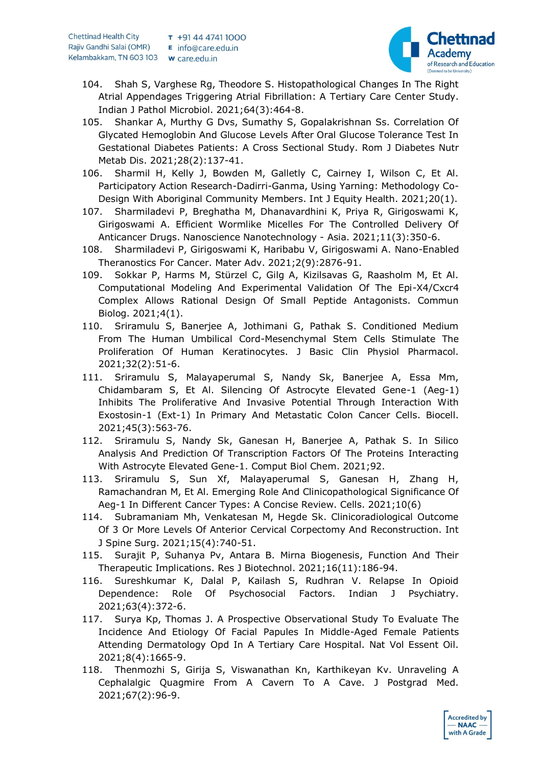104. Shah S, Varghese Rg, Theodore S. Histopathological Changes In The Right Atrial Appendages Triggering Atrial Fibrillation: A Tertiary Care Center Study. Indian J Pathol Microbiol. 2021;64(3):464-8.
105. Shankar A, Murthy G Dvs, Sumathy S, Gopalakrishnan Ss. Correlation Of Glycated Hemoglobin And Glucose Levels After Oral Glucose Tolerance Test In Gestational Diabetes Patients: A Cross Sectional Study. Rom J Diabetes Nutr Metab Dis. 2021;28(2):137-41.
106. Sharmil H, Kelly J, Bowden M, Galletly C, Cairney I, Wilson C, Et Al. Participatory Action Research-Dadirri-Ganma, Using Yarning: Methodology Co-Design With Aboriginal Community Members. Int J Equity Health. 2021;20(1).
107. Sharmiladevi P, Breghatha M, Dhanavardhini K, Priya R, Girigoswami K, Girigoswami A. Efficient Wormlike Micelles For The Controlled Delivery Of Anticancer Drugs. Nanoscience Nanotechnology - Asia. 2021;11(3):350-6.
108. Sharmiladevi P, Girigoswami K, Haribabu V, Girigoswami A. Nano-Enabled Theranostics For Cancer. Mater Adv. 2021;2(9):2876-91.
109. Sokkar P, Harms M, Stürzel C, Gilg A, Kizilsavas G, Raasholm M, Et Al. Computational Modeling And Experimental Validation Of The Epi-X4/Cxcr4 Complex Allows Rational Design Of Small Peptide Antagonists. Commun Biolog. 2021;4(1).
110. Sriramulu S, Banerjee A, Jothimani G, Pathak S. Conditioned Medium From The Human Umbilical Cord-Mesenchymal Stem Cells Stimulate The Proliferation Of Human Keratinocytes. J Basic Clin Physiol Pharmacol. 2021;32(2):51-6.
111. Sriramulu S, Malayaperumal S, Nandy Sk, Banerjee A, Essa Mm, Chidambaram S, Et Al. Silencing Of Astrocyte Elevated Gene-1 (Aeg-1) Inhibits The Proliferative And Invasive Potential Through Interaction With Exostosin-1 (Ext-1) In Primary And Metastatic Colon Cancer Cells. Biocell. 2021;45(3):563-76.
112. Sriramulu S, Nandy Sk, Ganesan H, Banerjee A, Pathak S. In Silico Analysis And Prediction Of Transcription Factors Of The Proteins Interacting With Astrocyte Elevated Gene-1. Comput Biol Chem. 2021;92.
113. Sriramulu S, Sun Xf, Malayaperumal S, Ganesan H, Zhang H, Ramachandran M, Et Al. Emerging Role And Clinicopathological Significance Of Aeg-1 In Different Cancer Types: A Concise Review. Cells. 2021;10(6)
114. Subramaniam Mh, Venkatesan M, Hegde Sk. Clinicoradiological Outcome Of 3 Or More Levels Of Anterior Cervical Corpectomy And Reconstruction. Int J Spine Surg. 2021;15(4):740-51.
115. Surajit P, Suhanya Pv, Antara B. Mirna Biogenesis, Function And Their Therapeutic Implications. Res J Biotechnol. 2021;16(11):186-94.
116. Sureshkumar K, Dalal P, Kailash S, Rudhran V. Relapse In Opioid Dependence: Role Of Psychosocial Factors. Indian J Psychiatry. 2021;63(4):372-6.
117. Surya Kp, Thomas J. A Prospective Observational Study To Evaluate The Incidence And Etiology Of Facial Papules In Middle-Aged Female Patients Attending Dermatology Opd In A Tertiary Care Hospital. Nat Vol Essent Oil. 2021;8(4):1665-9.
118. Thenmozhi S, Girija S, Viswanathan Kn, Karthikeyan Kv. Unraveling A Cephalalgic Quagmire From A Cavern To A Cave. J Postgrad Med. 2021;67(2):96-9.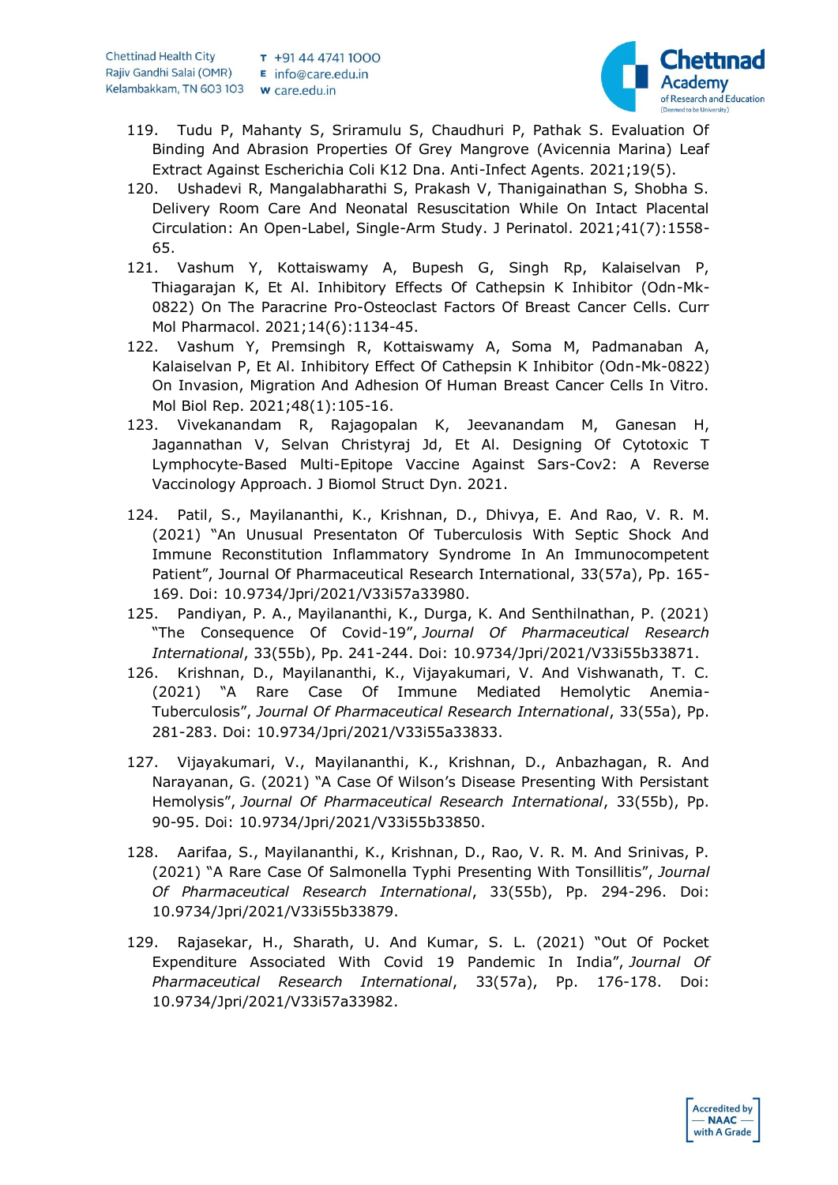119. Tudu P, Mahanty S, Sriramulu S, Chaudhuri P, Pathak S. Evaluation Of Binding And Abrasion Properties Of Grey Mangrove (Avicennia Marina) Leaf Extract Against Escherichia Coli K12 Dna. Anti-Infect Agents. 2021;19(5).
120. Ushadevi R, Mangalabharathi S, Prakash V, Thanigainathan S, Shobha S. Delivery Room Care And Neonatal Resuscitation While On Intact Placental Circulation: An Open-Label, Single-Arm Study. J Perinatol. 2021;41(7):1558-65.
121. Vashum Y, Kottaiswamy A, Bupesh G, Singh Rp, Kalaiselvan P, Thiagarajan K, Et Al. Inhibitory Effects Of Cathepsin K Inhibitor (Odn-Mk-0822) On The Paracrine Pro-Osteoclast Factors Of Breast Cancer Cells. Curr Mol Pharmacol. 2021;14(6):1134-45.
122. Vashum Y, Premsingh R, Kottaiswamy A, Soma M, Padmanaban A, Kalaiselvan P, Et Al. Inhibitory Effect Of Cathepsin K Inhibitor (Odn-Mk-0822) On Invasion, Migration And Adhesion Of Human Breast Cancer Cells In Vitro. Mol Biol Rep. 2021;48(1):105-16.
123. Vivekanandam R, Rajagopalan K, Jeevanandam M, Ganesan H, Jagannathan V, Selvan Christyraj Jd, Et Al. Designing Of Cytotoxic T Lymphocyte-Based Multi-Epitope Vaccine Against Sars-Cov2: A Reverse Vaccinology Approach. J Biomol Struct Dyn. 2021.
124. Patil, S., Mayilananthi, K., Krishnan, D., Dhivya, E. And Rao, V. R. M. (2021) "An Unusual Presentaton Of Tuberculosis With Septic Shock And Immune Reconstitution Inflammatory Syndrome In An Immunocompetent Patient", Journal Of Pharmaceutical Research International, 33(57a), Pp. 165-169. Doi: 10.9734/Jpri/2021/V33i57a33980.
125. Pandiyan, P. A., Mayilananthi, K., Durga, K. And Senthilnathan, P. (2021) "The Consequence Of Covid-19", *Journal Of Pharmaceutical Research International*, 33(55b), Pp. 241-244. Doi: 10.9734/Jpri/2021/V33i55b33871.
126. Krishnan, D., Mayilananthi, K., Vijayakumari, V. And Vishwanath, T. C. (2021) "A Rare Case Of Immune Mediated Hemolytic Anemia-Tuberculosis", *Journal Of Pharmaceutical Research International*, 33(55a), Pp. 281-283. Doi: 10.9734/Jpri/2021/V33i55a33833.
127. Vijayakumari, V., Mayilananthi, K., Krishnan, D., Anbazhagan, R. And Narayanan, G. (2021) "A Case Of Wilson's Disease Presenting With Persistant Hemolysis", *Journal Of Pharmaceutical Research International*, 33(55b), Pp. 90-95. Doi: 10.9734/Jpri/2021/V33i55b33850.
128. Aarifaa, S., Mayilananthi, K., Krishnan, D., Rao, V. R. M. And Srinivas, P. (2021) "A Rare Case Of Salmonella Typhi Presenting With Tonsillitis", *Journal Of Pharmaceutical Research International*, 33(55b), Pp. 294-296. Doi: 10.9734/Jpri/2021/V33i55b33879.
129. Rajasekar, H., Sharath, U. And Kumar, S. L. (2021) "Out Of Pocket Expenditure Associated With Covid 19 Pandemic In India", *Journal Of Pharmaceutical Research International*, 33(57a), Pp. 176-178. Doi: 10.9734/Jpri/2021/V33i57a33982.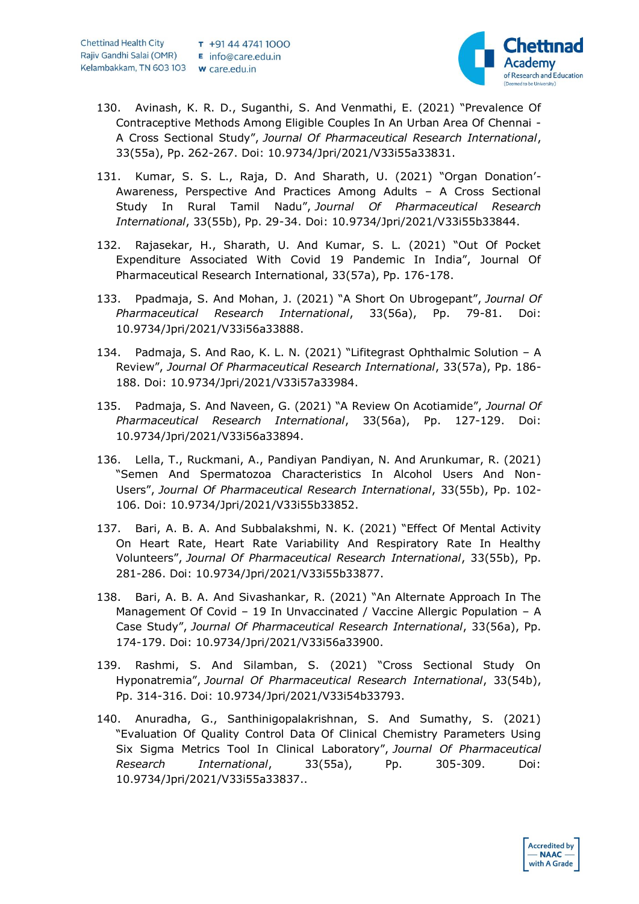130. Avinash, K. R. D., Suganthi, S. And Venmathi, E. (2021) "Prevalence Of Contraceptive Methods Among Eligible Couples In An Urban Area Of Chennai - A Cross Sectional Study", *Journal Of Pharmaceutical Research International*, 33(55a), Pp. 262-267. Doi: 10.9734/Jpri/2021/V33i55a33831.

131. Kumar, S. S. L., Raja, D. And Sharath, U. (2021) "Organ Donation'- Awareness, Perspective And Practices Among Adults – A Cross Sectional Study In Rural Tamil Nadu", *Journal Of Pharmaceutical Research International*, 33(55b), Pp. 29-34. Doi: 10.9734/Jpri/2021/V33i55b33844.

132. Rajasekar, H., Sharath, U. And Kumar, S. L. (2021) "Out Of Pocket Expenditure Associated With Covid 19 Pandemic In India", Journal Of Pharmaceutical Research International, 33(57a), Pp. 176-178.

133. Ppadmaja, S. And Mohan, J. (2021) "A Short On Ubrogepant", *Journal Of Pharmaceutical Research International*, 33(56a), Pp. 79-81. Doi: 10.9734/Jpri/2021/V33i56a33888.

134. Padmaja, S. And Rao, K. L. N. (2021) "Lifitegrast Ophthalmic Solution – A Review", *Journal Of Pharmaceutical Research International*, 33(57a), Pp. 186-188. Doi: 10.9734/Jpri/2021/V33i57a33984.

135. Padmaja, S. And Naveen, G. (2021) "A Review On Acotiamide", *Journal Of Pharmaceutical Research International*, 33(56a), Pp. 127-129. Doi: 10.9734/Jpri/2021/V33i56a33894.

136. Lella, T., Ruckmani, A., Pandiyan Pandiyan, N. And Arunkumar, R. (2021) "Semen And Spermatozoa Characteristics In Alcohol Users And Non-Users", *Journal Of Pharmaceutical Research International*, 33(55b), Pp. 102-106. Doi: 10.9734/Jpri/2021/V33i55b33852.

137. Bari, A. B. A. And Subbalakshmi, N. K. (2021) "Effect Of Mental Activity On Heart Rate, Heart Rate Variability And Respiratory Rate In Healthy Volunteers", *Journal Of Pharmaceutical Research International*, 33(55b), Pp. 281-286. Doi: 10.9734/Jpri/2021/V33i55b33877.

138. Bari, A. B. A. And Sivashankar, R. (2021) "An Alternate Approach In The Management Of Covid – 19 In Unvaccinated / Vaccine Allergic Population – A Case Study", *Journal Of Pharmaceutical Research International*, 33(56a), Pp. 174-179. Doi: 10.9734/Jpri/2021/V33i56a33900.

139. Rashmi, S. And Silamban, S. (2021) "Cross Sectional Study On Hyponatremia", *Journal Of Pharmaceutical Research International*, 33(54b), Pp. 314-316. Doi: 10.9734/Jpri/2021/V33i54b33793.

140. Anuradha, G., Santhinigopalakrishnan, S. And Sumathy, S. (2021) "Evaluation Of Quality Control Data Of Clinical Chemistry Parameters Using Six Sigma Metrics Tool In Clinical Laboratory", *Journal Of Pharmaceutical Research International*, 33(55a), Pp. 305-309. Doi: 10.9734/Jpri/2021/V33i55a33837..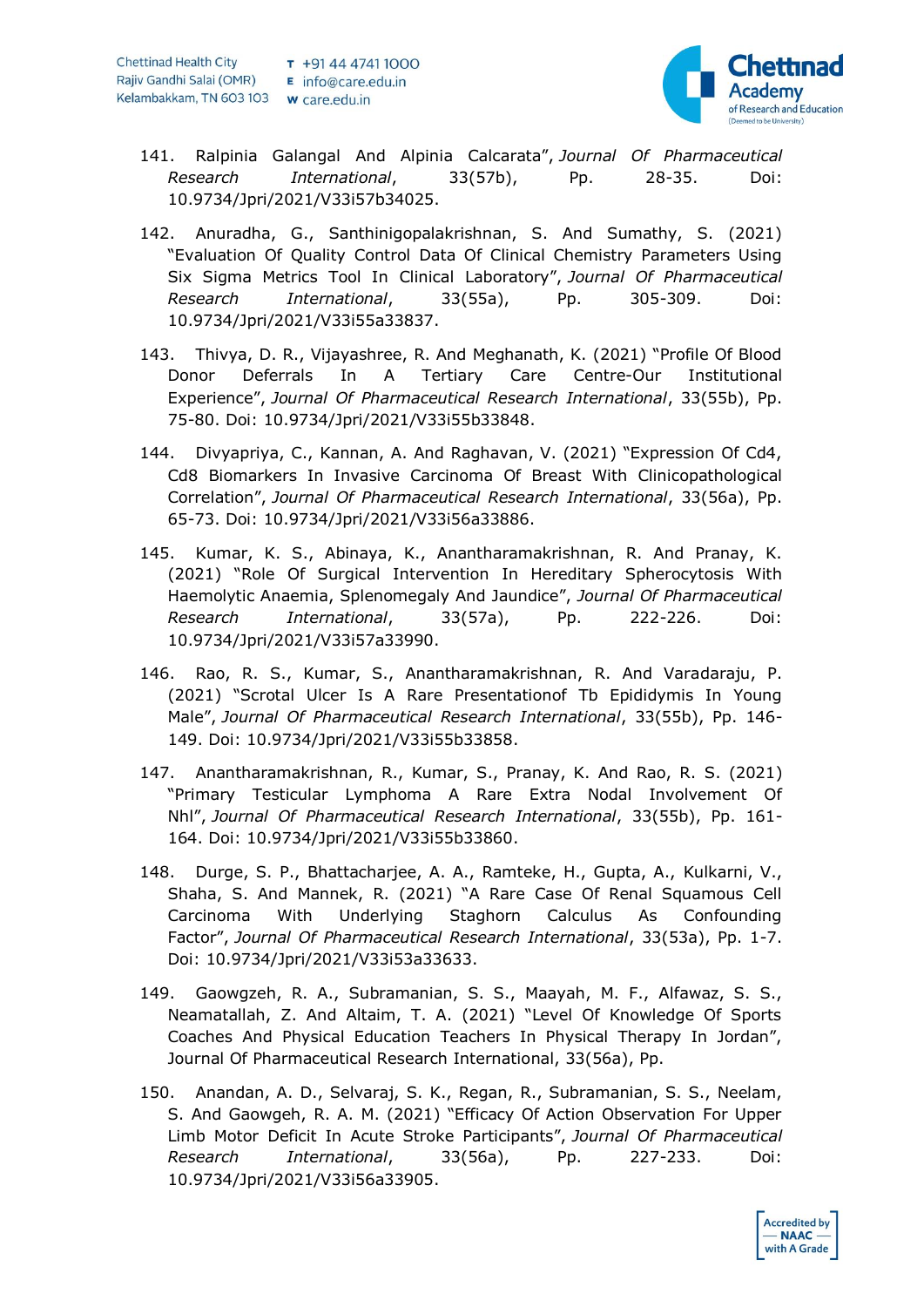141. Ralpinia Galangal And Alpinia Calcarata", *Journal Of Pharmaceutical Research International*, 33(57b), Pp. 28-35. Doi: 10.9734/Jpri/2021/V33i57b34025.

142. Anuradha, G., Santhinigopalakrishnan, S. And Sumathy, S. (2021) "Evaluation Of Quality Control Data Of Clinical Chemistry Parameters Using Six Sigma Metrics Tool In Clinical Laboratory", *Journal Of Pharmaceutical Research International*, 33(55a), Pp. 305-309. Doi: 10.9734/Jpri/2021/V33i55a33837.

143. Thivya, D. R., Vijayashree, R. And Meghanath, K. (2021) "Profile Of Blood Donor Deferrals In A Tertiary Care Centre-Our Institutional Experience", *Journal Of Pharmaceutical Research International*, 33(55b), Pp. 75-80. Doi: 10.9734/Jpri/2021/V33i55b33848.

144. Divyapriya, C., Kannan, A. And Raghavan, V. (2021) "Expression Of Cd4, Cd8 Biomarkers In Invasive Carcinoma Of Breast With Clinicopathological Correlation", *Journal Of Pharmaceutical Research International*, 33(56a), Pp. 65-73. Doi: 10.9734/Jpri/2021/V33i56a33886.

145. Kumar, K. S., Abinaya, K., Anantharamakrishnan, R. And Pranay, K. (2021) "Role Of Surgical Intervention In Hereditary Spherocytosis With Haemolytic Anaemia, Splenomegaly And Jaundice", *Journal Of Pharmaceutical Research International*, 33(57a), Pp. 222-226. Doi: 10.9734/Jpri/2021/V33i57a33990.

146. Rao, R. S., Kumar, S., Anantharamakrishnan, R. And Varadaraju, P. (2021) "Scrotal Ulcer Is A Rare Presentationof Tb Epididymis In Young Male", *Journal Of Pharmaceutical Research International*, 33(55b), Pp. 146-149. Doi: 10.9734/Jpri/2021/V33i55b33858.

147. Anantharamakrishnan, R., Kumar, S., Pranay, K. And Rao, R. S. (2021) "Primary Testicular Lymphoma A Rare Extra Nodal Involvement Of Nhl", *Journal Of Pharmaceutical Research International*, 33(55b), Pp. 161-164. Doi: 10.9734/Jpri/2021/V33i55b33860.

148. Durge, S. P., Bhattacharjee, A. A., Ramteke, H., Gupta, A., Kulkarni, V., Shaha, S. And Mannek, R. (2021) "A Rare Case Of Renal Squamous Cell Carcinoma With Underlying Staghorn Calculus As Confounding Factor", *Journal Of Pharmaceutical Research International*, 33(53a), Pp. 1-7. Doi: 10.9734/Jpri/2021/V33i53a33633.

149. Gaowgzeh, R. A., Subramanian, S. S., Maayah, M. F., Alfawaz, S. S., Neamatallah, Z. And Altaim, T. A. (2021) "Level Of Knowledge Of Sports Coaches And Physical Education Teachers In Physical Therapy In Jordan", Journal Of Pharmaceutical Research International, 33(56a), Pp.

150. Anandan, A. D., Selvaraj, S. K., Regan, R., Subramanian, S. S., Neelam, S. And Gaowgeh, R. A. M. (2021) "Efficacy Of Action Observation For Upper Limb Motor Deficit In Acute Stroke Participants", *Journal Of Pharmaceutical Research International*, 33(56a), Pp. 227-233. Doi: 10.9734/Jpri/2021/V33i56a33905.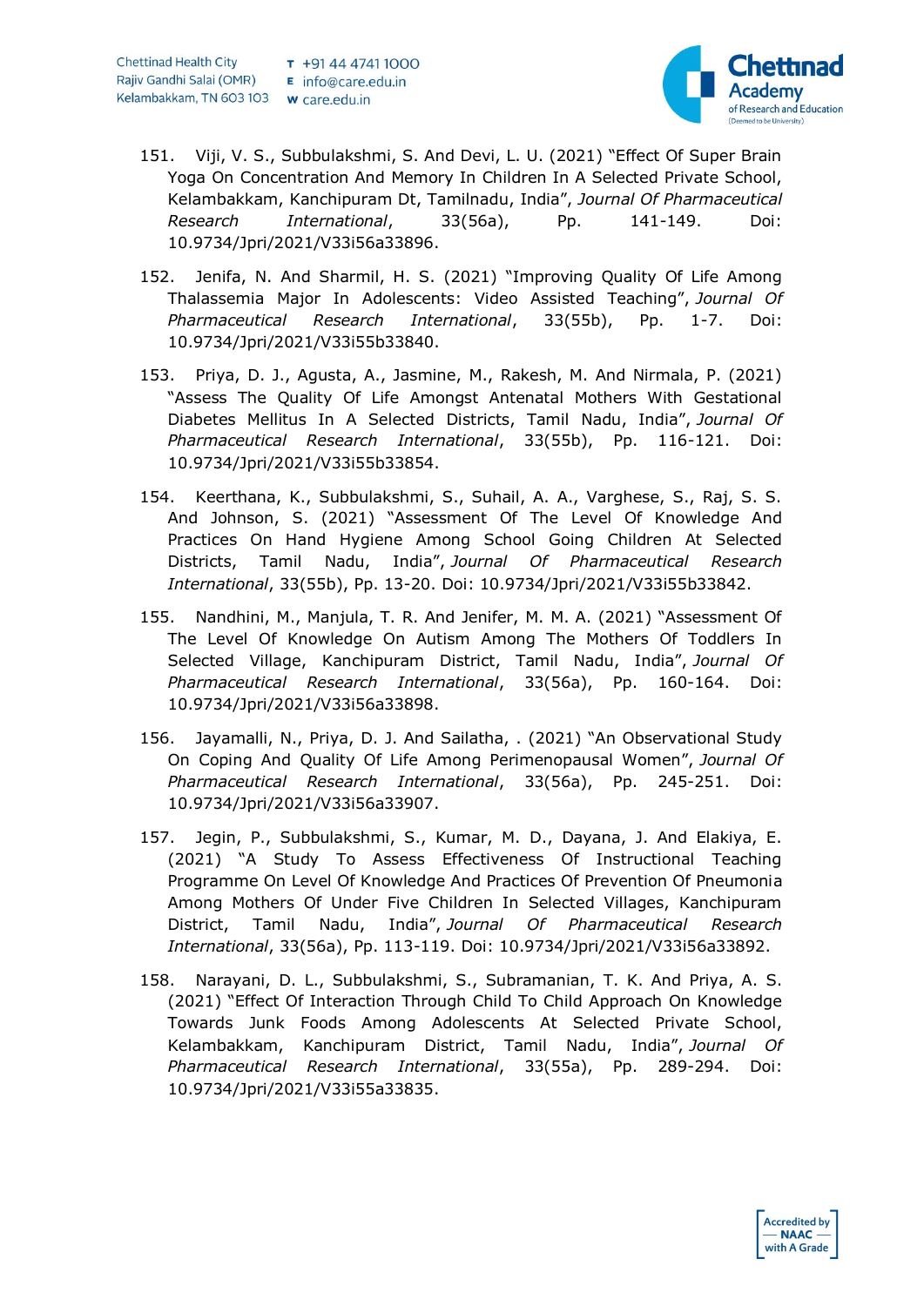151. Viji, V. S., Subbulakshmi, S. And Devi, L. U. (2021) "Effect Of Super Brain Yoga On Concentration And Memory In Children In A Selected Private School, Kelambakkam, Kanchipuram Dt, Tamilnadu, India", *Journal Of Pharmaceutical Research International*, 33(56a), Pp. 141-149. Doi: 10.9734/Jpri/2021/V33i56a33896.

152. Jenifa, N. And Sharmil, H. S. (2021) "Improving Quality Of Life Among Thalassemia Major In Adolescents: Video Assisted Teaching", *Journal Of Pharmaceutical Research International*, 33(55b), Pp. 1-7. Doi: 10.9734/Jpri/2021/V33i55b33840.

153. Priya, D. J., Agusta, A., Jasmine, M., Rakesh, M. And Nirmala, P. (2021) "Assess The Quality Of Life Amongst Antenatal Mothers With Gestational Diabetes Mellitus In A Selected Districts, Tamil Nadu, India", *Journal Of Pharmaceutical Research International*, 33(55b), Pp. 116-121. Doi: 10.9734/Jpri/2021/V33i55b33854.

154. Keerthana, K., Subbulakshmi, S., Suhail, A. A., Varghese, S., Raj, S. S. And Johnson, S. (2021) "Assessment Of The Level Of Knowledge And Practices On Hand Hygiene Among School Going Children At Selected Districts, Tamil Nadu, India", *Journal Of Pharmaceutical Research International*, 33(55b), Pp. 13-20. Doi: 10.9734/Jpri/2021/V33i55b33842.

155. Nandhini, M., Manjula, T. R. And Jenifer, M. M. A. (2021) "Assessment Of The Level Of Knowledge On Autism Among The Mothers Of Toddlers In Selected Village, Kanchipuram District, Tamil Nadu, India", *Journal Of Pharmaceutical Research International*, 33(56a), Pp. 160-164. Doi: 10.9734/Jpri/2021/V33i56a33898.

156. Jayamalli, N., Priya, D. J. And Sailatha, . (2021) "An Observational Study On Coping And Quality Of Life Among Perimenopausal Women", *Journal Of Pharmaceutical Research International*, 33(56a), Pp. 245-251. Doi: 10.9734/Jpri/2021/V33i56a33907.

157. Jegin, P., Subbulakshmi, S., Kumar, M. D., Dayana, J. And Elakiya, E. (2021) "A Study To Assess Effectiveness Of Instructional Teaching Programme On Level Of Knowledge And Practices Of Prevention Of Pneumonia Among Mothers Of Under Five Children In Selected Villages, Kanchipuram District, Tamil Nadu, India", *Journal Of Pharmaceutical Research International*, 33(56a), Pp. 113-119. Doi: 10.9734/Jpri/2021/V33i56a33892.

158. Narayani, D. L., Subbulakshmi, S., Subramanian, T. K. And Priya, A. S. (2021) "Effect Of Interaction Through Child To Child Approach On Knowledge Towards Junk Foods Among Adolescents At Selected Private School, Kelambakkam, Kanchipuram District, Tamil Nadu, India", *Journal Of Pharmaceutical Research International*, 33(55a), Pp. 289-294. Doi: 10.9734/Jpri/2021/V33i55a33835.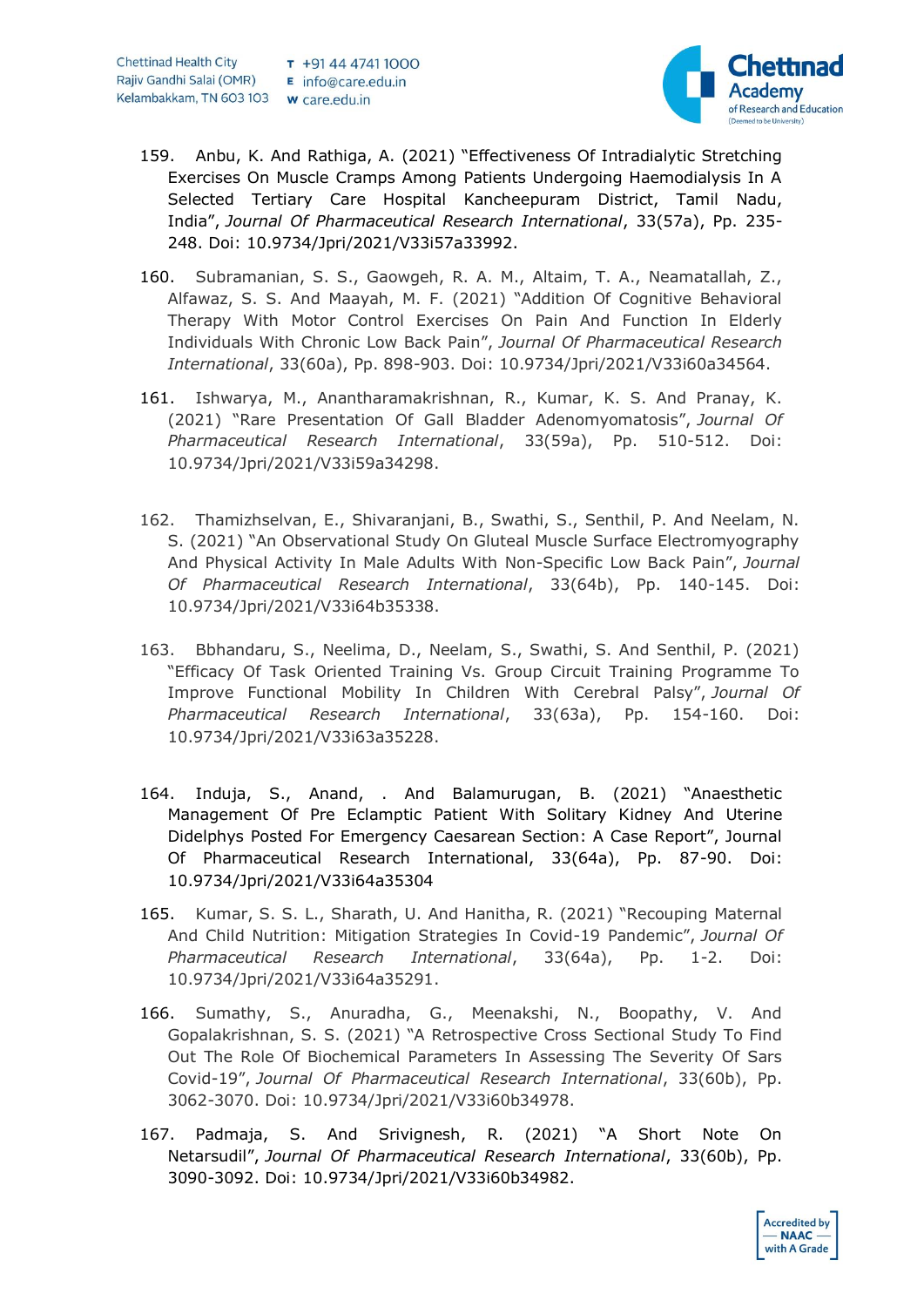159. Anbu, K. And Rathiga, A. (2021) "Effectiveness Of Intradialytic Stretching Exercises On Muscle Cramps Among Patients Undergoing Haemodialysis In A Selected Tertiary Care Hospital Kancheepuram District, Tamil Nadu, India", *Journal Of Pharmaceutical Research International*, 33(57a), Pp. 235-248. Doi: 10.9734/Jpri/2021/V33i57a33992.

160. Subramanian, S. S., Gaowgeh, R. A. M., Altaim, T. A., Neamatallah, Z., Alfawaz, S. S. And Maayah, M. F. (2021) "Addition Of Cognitive Behavioral Therapy With Motor Control Exercises On Pain And Function In Elderly Individuals With Chronic Low Back Pain", *Journal Of Pharmaceutical Research International*, 33(60a), Pp. 898-903. Doi: 10.9734/Jpri/2021/V33i60a34564.

161. Ishwarya, M., Anantharamakrishnan, R., Kumar, K. S. And Pranay, K. (2021) "Rare Presentation Of Gall Bladder Adenomyomatosis", *Journal Of Pharmaceutical Research International*, 33(59a), Pp. 510-512. Doi: 10.9734/Jpri/2021/V33i59a34298.

162. Thamizhselvan, E., Shivaranjani, B., Swathi, S., Senthil, P. And Neelam, N. S. (2021) "An Observational Study On Gluteal Muscle Surface Electromyography And Physical Activity In Male Adults With Non-Specific Low Back Pain", *Journal Of Pharmaceutical Research International*, 33(64b), Pp. 140-145. Doi: 10.9734/Jpri/2021/V33i64b35338.

163. Bbhandaru, S., Neelima, D., Neelam, S., Swathi, S. And Senthil, P. (2021) "Efficacy Of Task Oriented Training Vs. Group Circuit Training Programme To Improve Functional Mobility In Children With Cerebral Palsy", *Journal Of Pharmaceutical Research International*, 33(63a), Pp. 154-160. Doi: 10.9734/Jpri/2021/V33i63a35228.

164. Induja, S., Anand, . And Balamurugan, B. (2021) "Anaesthetic Management Of Pre Eclamptic Patient With Solitary Kidney And Uterine Didelphys Posted For Emergency Caesarean Section: A Case Report", Journal Of Pharmaceutical Research International, 33(64a), Pp. 87-90. Doi: 10.9734/Jpri/2021/V33i64a35304

165. Kumar, S. S. L., Sharath, U. And Hanitha, R. (2021) "Recouping Maternal And Child Nutrition: Mitigation Strategies In Covid-19 Pandemic", *Journal Of Pharmaceutical Research International*, 33(64a), Pp. 1-2. Doi: 10.9734/Jpri/2021/V33i64a35291.

166. Sumathy, S., Anuradha, G., Meenakshi, N., Boopathy, V. And Gopalakrishnan, S. S. (2021) "A Retrospective Cross Sectional Study To Find Out The Role Of Biochemical Parameters In Assessing The Severity Of Sars Covid-19", *Journal Of Pharmaceutical Research International*, 33(60b), Pp. 3062-3070. Doi: 10.9734/Jpri/2021/V33i60b34978.

167. Padmaja, S. And Srivignesh, R. (2021) "A Short Note On Netarsudil", *Journal Of Pharmaceutical Research International*, 33(60b), Pp. 3090-3092. Doi: 10.9734/Jpri/2021/V33i60b34982.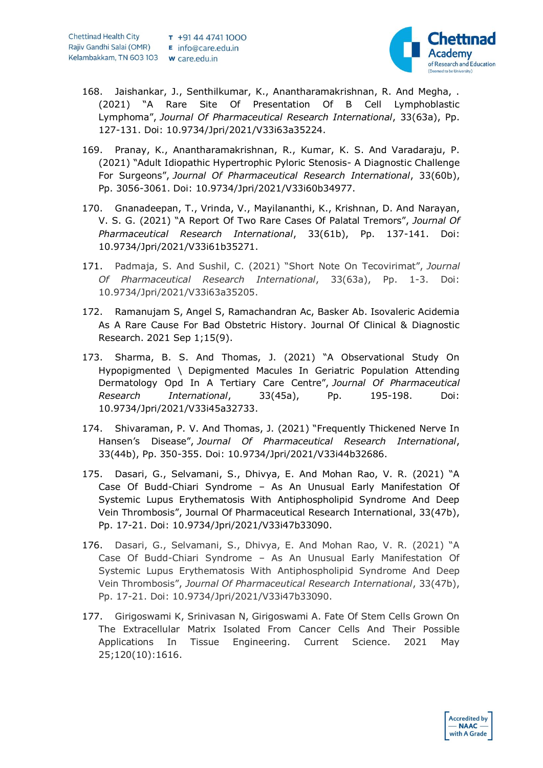168. Jaishankar, J., Senthilkumar, K., Anantharamakrishnan, R. And Megha, . (2021) "A Rare Site Of Presentation Of B Cell Lymphoblastic Lymphoma", *Journal Of Pharmaceutical Research International*, 33(63a), Pp. 127-131. Doi: 10.9734/Jpri/2021/V33i63a35224.

169. Pranay, K., Anantharamakrishnan, R., Kumar, K. S. And Varadaraju, P. (2021) "Adult Idiopathic Hypertrophic Pyloric Stenosis- A Diagnostic Challenge For Surgeons", *Journal Of Pharmaceutical Research International*, 33(60b), Pp. 3056-3061. Doi: 10.9734/Jpri/2021/V33i60b34977.

170. Gnanadeepan, T., Vrinda, V., Mayilananthi, K., Krishnan, D. And Narayan, V. S. G. (2021) "A Report Of Two Rare Cases Of Palatal Tremors", *Journal Of Pharmaceutical Research International*, 33(61b), Pp. 137-141. Doi: 10.9734/Jpri/2021/V33i61b35271.

171. Padmaja, S. And Sushil, C. (2021) "Short Note On Tecovirimat", *Journal Of Pharmaceutical Research International*, 33(63a), Pp. 1-3. Doi: 10.9734/Jpri/2021/V33i63a35205.

172. Ramanujam S, Angel S, Ramachandran Ac, Basker Ab. Isovaleric Acidemia As A Rare Cause For Bad Obstetric History. Journal Of Clinical & Diagnostic Research. 2021 Sep 1;15(9).

173. Sharma, B. S. And Thomas, J. (2021) "A Observational Study On Hypopigmented \ Depigmented Macules In Geriatric Population Attending Dermatology Opd In A Tertiary Care Centre", *Journal Of Pharmaceutical Research International*, 33(45a), Pp. 195-198. Doi: 10.9734/Jpri/2021/V33i45a32733.

174. Shivaraman, P. V. And Thomas, J. (2021) "Frequently Thickened Nerve In Hansen's Disease", *Journal Of Pharmaceutical Research International*, 33(44b), Pp. 350-355. Doi: 10.9734/Jpri/2021/V33i44b32686.

175. Dasari, G., Selvamani, S., Dhivya, E. And Mohan Rao, V. R. (2021) "A Case Of Budd-Chiari Syndrome – As An Unusual Early Manifestation Of Systemic Lupus Erythematosis With Antiphospholipid Syndrome And Deep Vein Thrombosis", Journal Of Pharmaceutical Research International, 33(47b), Pp. 17-21. Doi: 10.9734/Jpri/2021/V33i47b33090.

176. Dasari, G., Selvamani, S., Dhivya, E. And Mohan Rao, V. R. (2021) "A Case Of Budd-Chiari Syndrome – As An Unusual Early Manifestation Of Systemic Lupus Erythematosis With Antiphospholipid Syndrome And Deep Vein Thrombosis", *Journal Of Pharmaceutical Research International*, 33(47b), Pp. 17-21. Doi: 10.9734/Jpri/2021/V33i47b33090.

177. Girigoswami K, Srinivasan N, Girigoswami A. Fate Of Stem Cells Grown On The Extracellular Matrix Isolated From Cancer Cells And Their Possible Applications In Tissue Engineering. Current Science. 2021 May 25;120(10):1616.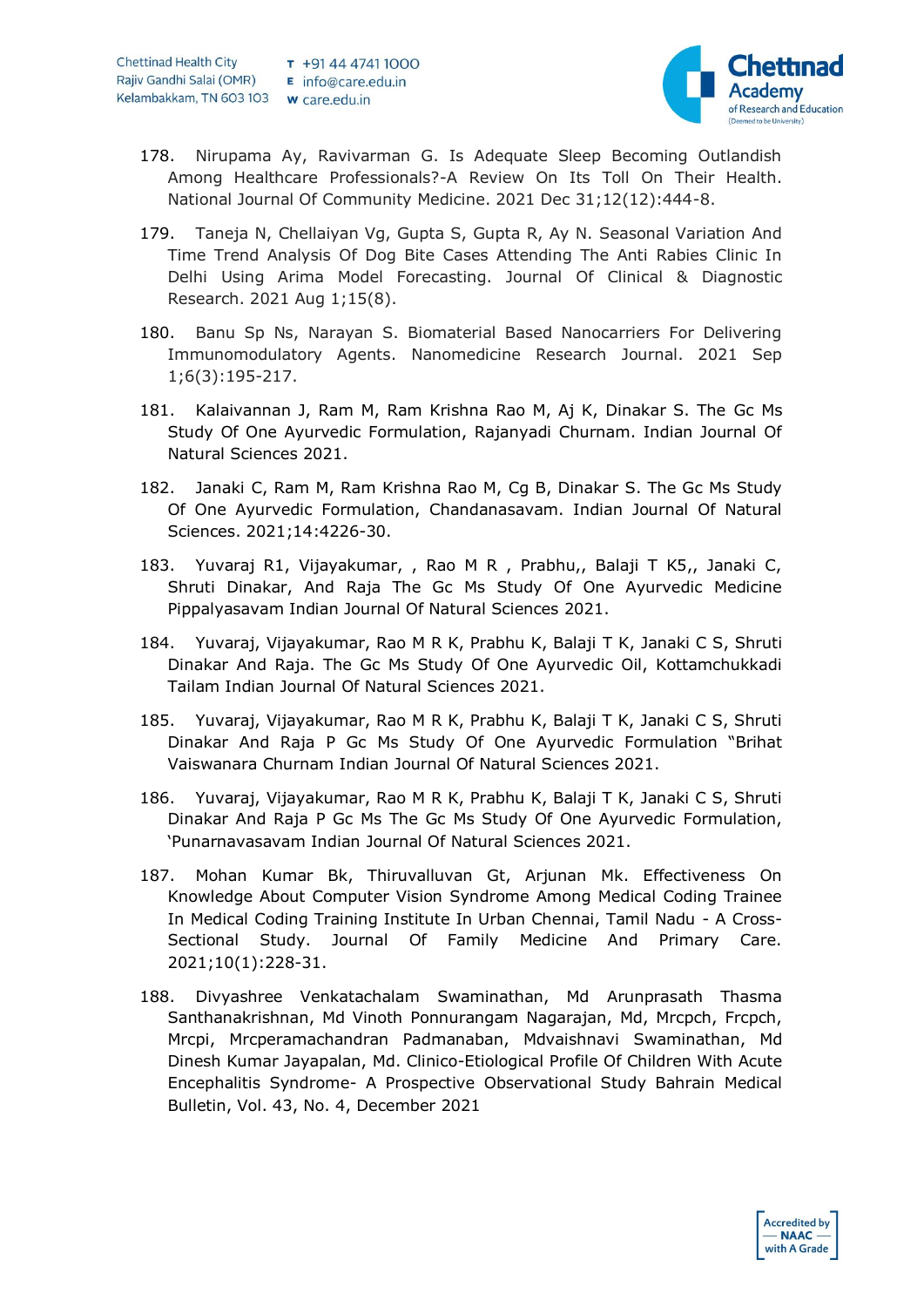178. Nirupama Ay, Ravivarman G. Is Adequate Sleep Becoming Outlandish Among Healthcare Professionals?-A Review On Its Toll On Their Health. National Journal Of Community Medicine. 2021 Dec 31;12(12):444-8.

179. Taneja N, Chellaiyan Vg, Gupta S, Gupta R, Ay N. Seasonal Variation And Time Trend Analysis Of Dog Bite Cases Attending The Anti Rabies Clinic In Delhi Using Arima Model Forecasting. Journal Of Clinical & Diagnostic Research. 2021 Aug 1;15(8).

180. Banu Sp Ns, Narayan S. Biomaterial Based Nanocarriers For Delivering Immunomodulatory Agents. Nanomedicine Research Journal. 2021 Sep 1;6(3):195-217.

181. Kalaivannan J, Ram M, Ram Krishna Rao M, Aj K, Dinakar S. The Gc Ms Study Of One Ayurvedic Formulation, Rajanyadi Churnam. Indian Journal Of Natural Sciences 2021.

182. Janaki C, Ram M, Ram Krishna Rao M, Cg B, Dinakar S. The Gc Ms Study Of One Ayurvedic Formulation, Chandanasavam. Indian Journal Of Natural Sciences. 2021;14:4226-30.

183. Yuvaraj R1, Vijayakumar, , Rao M R , Prabhu,, Balaji T K5,, Janaki C, Shruti Dinakar, And Raja The Gc Ms Study Of One Ayurvedic Medicine Pippalyasavam Indian Journal Of Natural Sciences 2021.

184. Yuvaraj, Vijayakumar, Rao M R K, Prabhu K, Balaji T K, Janaki C S, Shruti Dinakar And Raja. The Gc Ms Study Of One Ayurvedic Oil, Kottamchukkadi Tailam Indian Journal Of Natural Sciences 2021.

185. Yuvaraj, Vijayakumar, Rao M R K, Prabhu K, Balaji T K, Janaki C S, Shruti Dinakar And Raja P Gc Ms Study Of One Ayurvedic Formulation "Brihat Vaiswanara Churnam Indian Journal Of Natural Sciences 2021.

186. Yuvaraj, Vijayakumar, Rao M R K, Prabhu K, Balaji T K, Janaki C S, Shruti Dinakar And Raja P Gc Ms The Gc Ms Study Of One Ayurvedic Formulation, 'Punarnavasavam Indian Journal Of Natural Sciences 2021.

187. Mohan Kumar Bk, Thiruvalluvan Gt, Arjunan Mk. Effectiveness On Knowledge About Computer Vision Syndrome Among Medical Coding Trainee In Medical Coding Training Institute In Urban Chennai, Tamil Nadu - A Cross-Sectional Study. Journal Of Family Medicine And Primary Care. 2021;10(1):228-31.

188. Divyashree Venkatachalam Swaminathan, Md Arunprasath Thasma Santhanakrishnan, Md Vinoth Ponnurangam Nagarajan, Md, Mrcpch, Frcpch, Mrcpi, Mrcperamachandran Padmanaban, Mdvaishnavi Swaminathan, Md Dinesh Kumar Jayapalan, Md. Clinico-Etiological Profile Of Children With Acute Encephalitis Syndrome- A Prospective Observational Study Bahrain Medical Bulletin, Vol. 43, No. 4, December 2021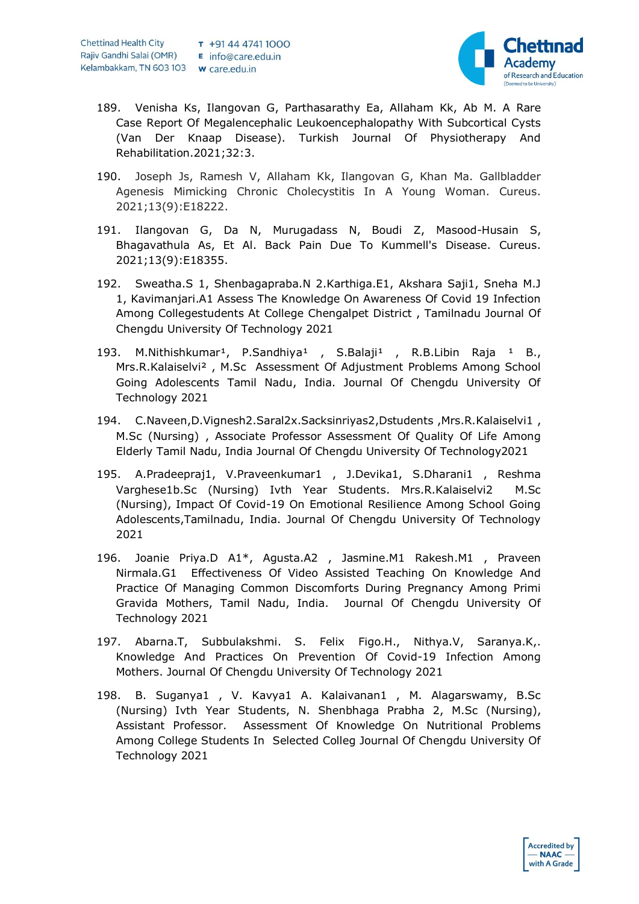189. Venisha Ks, Ilangovan G, Parthasarathy Ea, Allaham Kk, Ab M. A Rare Case Report Of Megalencephalic Leukoencephalopathy With Subcortical Cysts (Van Der Knaap Disease). Turkish Journal Of Physiotherapy And Rehabilitation.2021;32:3.

190. Joseph Js, Ramesh V, Allaham Kk, Ilangovan G, Khan Ma. Gallbladder Agenesis Mimicking Chronic Cholecystitis In A Young Woman. Cureus. 2021;13(9):E18222.

191. Ilangovan G, Da N, Murugadass N, Boudi Z, Masood-Husain S, Bhagavathula As, Et Al. Back Pain Due To Kummell's Disease. Cureus. 2021;13(9):E18355.

192. Sweatha.S 1, Shenbagapraba.N 2.Karthiga.E1, Akshara Saji1, Sneha M.J 1, Kavimanjari.A1 Assess The Knowledge On Awareness Of Covid 19 Infection Among Collegestudents At College Chengalpet District , Tamilnadu Journal Of Chengdu University Of Technology 2021

193. M.Nithishkumar[1], P.Sandhiya[1] , S.Balaji[1] , R.B.Libin Raja [1] B., Mrs.R.Kalaiselvi[2] , M.Sc Assessment Of Adjustment Problems Among School Going Adolescents Tamil Nadu, India. Journal Of Chengdu University Of Technology 2021

194. C.Naveen,D.Vignesh2.Saral2x.Sacksinriyas2,Dstudents ,Mrs.R.Kalaiselvi1 , M.Sc (Nursing) , Associate Professor Assessment Of Quality Of Life Among Elderly Tamil Nadu, India Journal Of Chengdu University Of Technology2021

195. A.Pradeepraj1, V.Praveenkumar1 , J.Devika1, S.Dharani1 , Reshma Varghese1b.Sc (Nursing) Ivth Year Students. Mrs.R.Kalaiselvi2 M.Sc (Nursing), Impact Of Covid-19 On Emotional Resilience Among School Going Adolescents,Tamilnadu, India. Journal Of Chengdu University Of Technology 2021

196. Joanie Priya.D A1*, Agusta.A2 , Jasmine.M1 Rakesh.M1 , Praveen Nirmala.G1 Effectiveness Of Video Assisted Teaching On Knowledge And Practice Of Managing Common Discomforts During Pregnancy Among Primi Gravida Mothers, Tamil Nadu, India. Journal Of Chengdu University Of Technology 2021

197. Abarna.T, Subbulakshmi. S. Felix Figo.H., Nithya.V, Saranya.K,. Knowledge And Practices On Prevention Of Covid-19 Infection Among Mothers. Journal Of Chengdu University Of Technology 2021

198. B. Suganya1 , V. Kavya1 A. Kalaivanan1 , M. Alagarswamy, B.Sc (Nursing) Ivth Year Students, N. Shenbhaga Prabha 2, M.Sc (Nursing), Assistant Professor. Assessment Of Knowledge On Nutritional Problems Among College Students In Selected Colleg Journal Of Chengdu University Of Technology 2021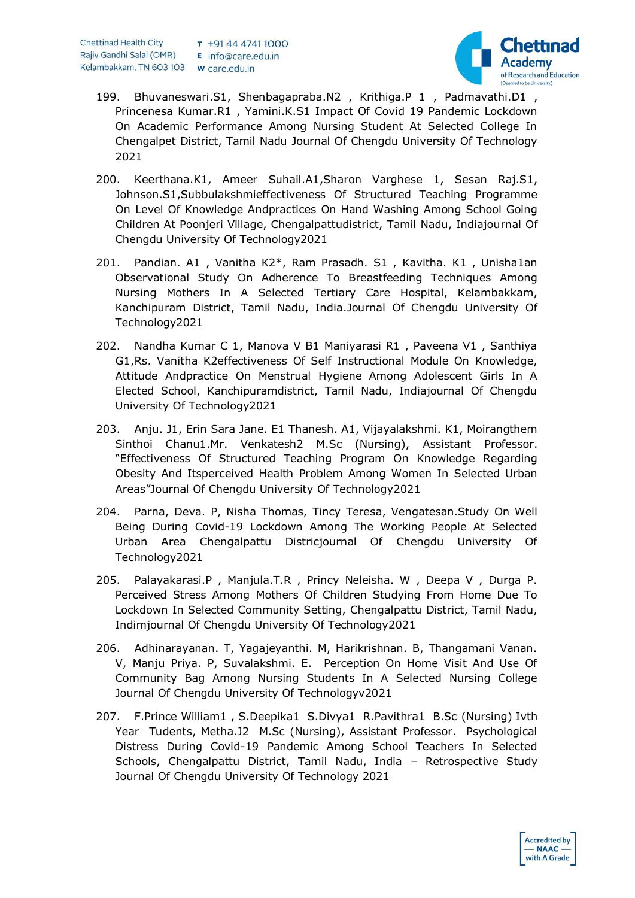199. Bhuvaneswari.S1, Shenbagapraba.N2 , Krithiga.P 1 , Padmavathi.D1 , Princenesa Kumar.R1 , Yamini.K.S1 Impact Of Covid 19 Pandemic Lockdown On Academic Performance Among Nursing Student At Selected College In Chengalpet District, Tamil Nadu Journal Of Chengdu University Of Technology 2021

200. Keerthana.K1, Ameer Suhail.A1,Sharon Varghese 1, Sesan Raj.S1, Johnson.S1,Subbulakshmieffectiveness Of Structured Teaching Programme On Level Of Knowledge Andpractices On Hand Washing Among School Going Children At Poonjeri Village, Chengalpattudistrict, Tamil Nadu, Indiajournal Of Chengdu University Of Technology2021

201. Pandian. A1 , Vanitha K2*, Ram Prasadh. S1 , Kavitha. K1 , Unisha1an Observational Study On Adherence To Breastfeeding Techniques Among Nursing Mothers In A Selected Tertiary Care Hospital, Kelambakkam, Kanchipuram District, Tamil Nadu, India.Journal Of Chengdu University Of Technology2021

202. Nandha Kumar C 1, Manova V B1 Maniyarasi R1 , Paveena V1 , Santhiya G1,Rs. Vanitha K2effectiveness Of Self Instructional Module On Knowledge, Attitude Andpractice On Menstrual Hygiene Among Adolescent Girls In A Elected School, Kanchipuramdistrict, Tamil Nadu, Indiajournal Of Chengdu University Of Technology2021

203. Anju. J1, Erin Sara Jane. E1 Thanesh. A1, Vijayalakshmi. K1, Moirangthem Sinthoi Chanu1.Mr. Venkatesh2 M.Sc (Nursing), Assistant Professor. "Effectiveness Of Structured Teaching Program On Knowledge Regarding Obesity And Itsperceived Health Problem Among Women In Selected Urban Areas"Journal Of Chengdu University Of Technology2021

204. Parna, Deva. P, Nisha Thomas, Tincy Teresa, Vengatesan.Study On Well Being During Covid-19 Lockdown Among The Working People At Selected Urban Area Chengalpattu Districjournal Of Chengdu University Of Technology2021

205. Palayakarasi.P , Manjula.T.R , Princy Neleisha. W , Deepa V , Durga P. Perceived Stress Among Mothers Of Children Studying From Home Due To Lockdown In Selected Community Setting, Chengalpattu District, Tamil Nadu, Indimjournal Of Chengdu University Of Technology2021

206. Adhinarayanan. T, Yagajeyanthi. M, Harikrishnan. B, Thangamani Vanan. V, Manju Priya. P, Suvalakshmi. E. Perception On Home Visit And Use Of Community Bag Among Nursing Students In A Selected Nursing College Journal Of Chengdu University Of Technologyv2021

207. F.Prince William1 , S.Deepika1 S.Divya1 R.Pavithra1 B.Sc (Nursing) Ivth Year Tudents, Metha.J2 M.Sc (Nursing), Assistant Professor. Psychological Distress During Covid-19 Pandemic Among School Teachers In Selected Schools, Chengalpattu District, Tamil Nadu, India – Retrospective Study Journal Of Chengdu University Of Technology 2021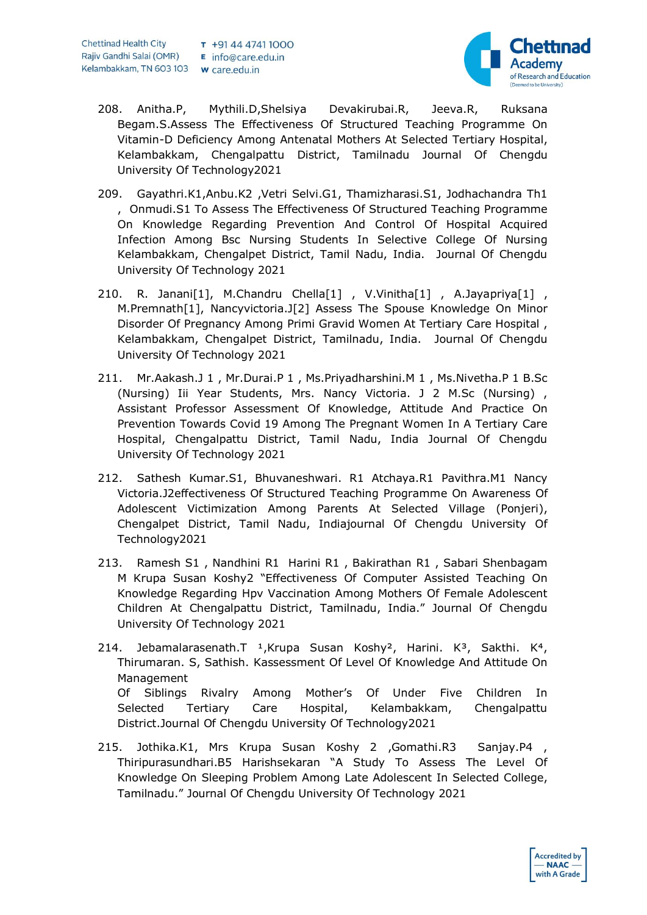208. Anitha.P, Mythili.D,Shelsiya Devakirubai.R, Jeeva.R, Ruksana Begam.S.Assess The Effectiveness Of Structured Teaching Programme On Vitamin-D Deficiency Among Antenatal Mothers At Selected Tertiary Hospital, Kelambakkam, Chengalpattu District, Tamilnadu Journal Of Chengdu University Of Technology2021

209. Gayathri.K1,Anbu.K2 ,Vetri Selvi.G1, Thamizharasi.S1, Jodhachandra Th1 , Onmudi.S1 To Assess The Effectiveness Of Structured Teaching Programme On Knowledge Regarding Prevention And Control Of Hospital Acquired Infection Among Bsc Nursing Students In Selective College Of Nursing Kelambakkam, Chengalpet District, Tamil Nadu, India. Journal Of Chengdu University Of Technology 2021

210. R. Janani[1], M.Chandru Chella[1] , V.Vinitha[1] , A.Jayapriya[1] , M.Premnath[1], Nancyvictoria.J[2] Assess The Spouse Knowledge On Minor Disorder Of Pregnancy Among Primi Gravid Women At Tertiary Care Hospital , Kelambakkam, Chengalpet District, Tamilnadu, India. Journal Of Chengdu University Of Technology 2021

211. Mr.Aakash.J 1 , Mr.Durai.P 1 , Ms.Priyadharshini.M 1 , Ms.Nivetha.P 1 B.Sc (Nursing) Iii Year Students, Mrs. Nancy Victoria. J 2 M.Sc (Nursing) , Assistant Professor Assessment Of Knowledge, Attitude And Practice On Prevention Towards Covid 19 Among The Pregnant Women In A Tertiary Care Hospital, Chengalpattu District, Tamil Nadu, India Journal Of Chengdu University Of Technology 2021

212. Sathesh Kumar.S1, Bhuvaneshwari. R1 Atchaya.R1 Pavithra.M1 Nancy Victoria.J2effectiveness Of Structured Teaching Programme On Awareness Of Adolescent Victimization Among Parents At Selected Village (Ponjeri), Chengalpet District, Tamil Nadu, Indiajournal Of Chengdu University Of Technology2021

213. Ramesh S1 , Nandhini R1 Harini R1 , Bakirathan R1 , Sabari Shenbagam M Krupa Susan Koshy2 "Effectiveness Of Computer Assisted Teaching On Knowledge Regarding Hpv Vaccination Among Mothers Of Female Adolescent Children At Chengalpattu District, Tamilnadu, India." Journal Of Chengdu University Of Technology 2021

214. Jebamalarasenath.T [1],Krupa Susan Koshy[2], Harini. K[3], Sakthi. K[4], Thirumaran. S, Sathish. Kassessment Of Level Of Knowledge And Attitude On Management Of Siblings Rivalry Among Mother's Of Under Five Children In Selected Tertiary Care Hospital, Kelambakkam, Chengalpattu District.Journal Of Chengdu University Of Technology2021

215. Jothika.K1, Mrs Krupa Susan Koshy 2 ,Gomathi.R3 Sanjay.P4 , Thiripurasundhari.B5 Harishsekaran "A Study To Assess The Level Of Knowledge On Sleeping Problem Among Late Adolescent In Selected College, Tamilnadu." Journal Of Chengdu University Of Technology 2021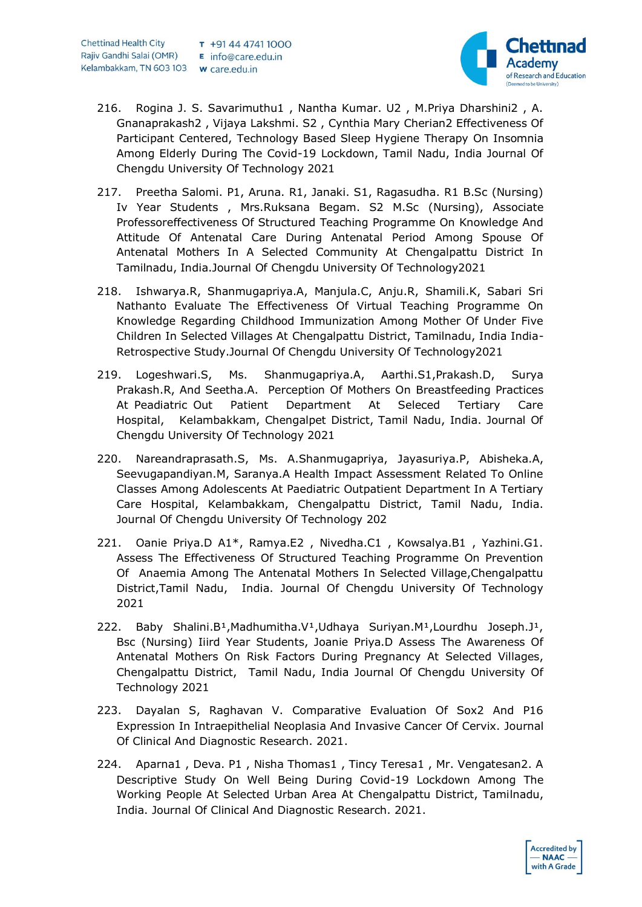216. Rogina J. S. Savarimuthu1 , Nantha Kumar. U2 , M.Priya Dharshini2 , A. Gnanaprakash2 , Vijaya Lakshmi. S2 , Cynthia Mary Cherian2 Effectiveness Of Participant Centered, Technology Based Sleep Hygiene Therapy On Insomnia Among Elderly During The Covid-19 Lockdown, Tamil Nadu, India Journal Of Chengdu University Of Technology 2021

217. Preetha Salomi. P1, Aruna. R1, Janaki. S1, Ragasudha. R1 B.Sc (Nursing) Iv Year Students , Mrs.Ruksana Begam. S2 M.Sc (Nursing), Associate Professoreffectiveness Of Structured Teaching Programme On Knowledge And Attitude Of Antenatal Care During Antenatal Period Among Spouse Of Antenatal Mothers In A Selected Community At Chengalpattu District In Tamilnadu, India.Journal Of Chengdu University Of Technology2021

218. Ishwarya.R, Shanmugapriya.A, Manjula.C, Anju.R, Shamili.K, Sabari Sri Nathanto Evaluate The Effectiveness Of Virtual Teaching Programme On Knowledge Regarding Childhood Immunization Among Mother Of Under Five Children In Selected Villages At Chengalpattu District, Tamilnadu, India India-Retrospective Study.Journal Of Chengdu University Of Technology2021

219. Logeshwari.S, Ms. Shanmugapriya.A, Aarthi.S1,Prakash.D, Surya Prakash.R, And Seetha.A. Perception Of Mothers On Breastfeeding Practices At Peadiatric Out Patient Department At Seleced Tertiary Care Hospital, Kelambakkam, Chengalpet District, Tamil Nadu, India. Journal Of Chengdu University Of Technology 2021

220. Nareandraprasath.S, Ms. A.Shanmugapriya, Jayasuriya.P, Abisheka.A, Seevugapandiyan.M, Saranya.A Health Impact Assessment Related To Online Classes Among Adolescents At Paediatric Outpatient Department In A Tertiary Care Hospital, Kelambakkam, Chengalpattu District, Tamil Nadu, India. Journal Of Chengdu University Of Technology 202

221. Oanie Priya.D A1*, Ramya.E2 , Nivedha.C1 , Kowsalya.B1 , Yazhini.G1. Assess The Effectiveness Of Structured Teaching Programme On Prevention Of Anaemia Among The Antenatal Mothers In Selected Village,Chengalpattu District,Tamil Nadu, India. Journal Of Chengdu University Of Technology 2021

222. Baby Shalini.B[1],Madhumitha.V[1],Udhaya Suriyan.M[1],Lourdhu Joseph.J[1], Bsc (Nursing) Iiird Year Students, Joanie Priya.D Assess The Awareness Of Antenatal Mothers On Risk Factors During Pregnancy At Selected Villages, Chengalpattu District, Tamil Nadu, India Journal Of Chengdu University Of Technology 2021

223. Dayalan S, Raghavan V. Comparative Evaluation Of Sox2 And P16 Expression In Intraepithelial Neoplasia And Invasive Cancer Of Cervix. Journal Of Clinical And Diagnostic Research. 2021.

224. Aparna1 , Deva. P1 , Nisha Thomas1 , Tincy Teresa1 , Mr. Vengatesan2. A Descriptive Study On Well Being During Covid-19 Lockdown Among The Working People At Selected Urban Area At Chengalpattu District, Tamilnadu, India. Journal Of Clinical And Diagnostic Research. 2021.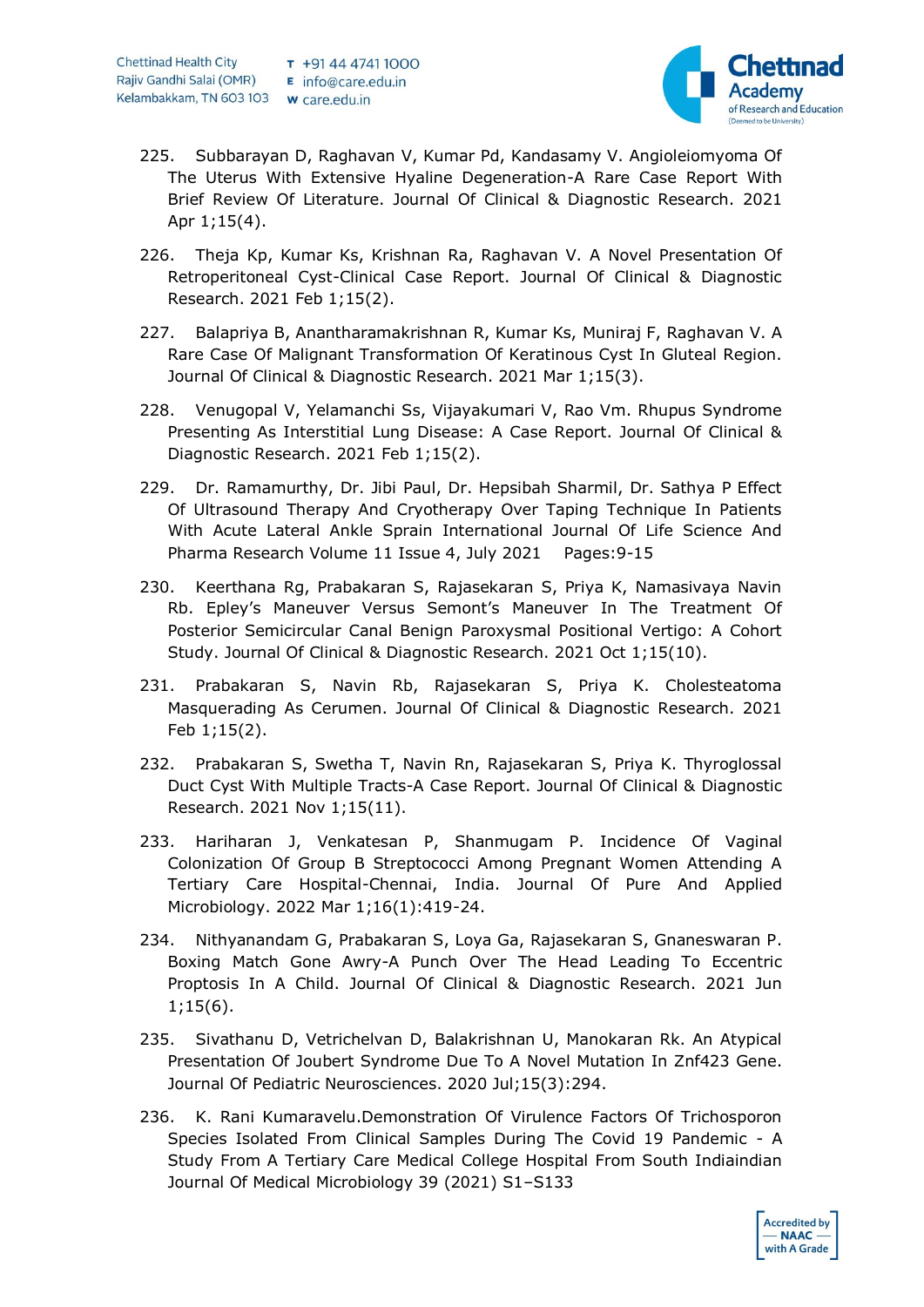225. Subbarayan D, Raghavan V, Kumar Pd, Kandasamy V. Angioleiomyoma Of The Uterus With Extensive Hyaline Degeneration-A Rare Case Report With Brief Review Of Literature. Journal Of Clinical & Diagnostic Research. 2021 Apr 1;15(4).

226. Theja Kp, Kumar Ks, Krishnan Ra, Raghavan V. A Novel Presentation Of Retroperitoneal Cyst-Clinical Case Report. Journal Of Clinical & Diagnostic Research. 2021 Feb 1;15(2).

227. Balapriya B, Anantharamakrishnan R, Kumar Ks, Muniraj F, Raghavan V. A Rare Case Of Malignant Transformation Of Keratinous Cyst In Gluteal Region. Journal Of Clinical & Diagnostic Research. 2021 Mar 1;15(3).

228. Venugopal V, Yelamanchi Ss, Vijayakumari V, Rao Vm. Rhupus Syndrome Presenting As Interstitial Lung Disease: A Case Report. Journal Of Clinical & Diagnostic Research. 2021 Feb 1;15(2).

229. Dr. Ramamurthy, Dr. Jibi Paul, Dr. Hepsibah Sharmil, Dr. Sathya P Effect Of Ultrasound Therapy And Cryotherapy Over Taping Technique In Patients With Acute Lateral Ankle Sprain International Journal Of Life Science And Pharma Research Volume 11 Issue 4, July 2021 Pages:9-15

230. Keerthana Rg, Prabakaran S, Rajasekaran S, Priya K, Namasivaya Navin Rb. Epley's Maneuver Versus Semont's Maneuver In The Treatment Of Posterior Semicircular Canal Benign Paroxysmal Positional Vertigo: A Cohort Study. Journal Of Clinical & Diagnostic Research. 2021 Oct 1;15(10).

231. Prabakaran S, Navin Rb, Rajasekaran S, Priya K. Cholesteatoma Masquerading As Cerumen. Journal Of Clinical & Diagnostic Research. 2021 Feb 1;15(2).

232. Prabakaran S, Swetha T, Navin Rn, Rajasekaran S, Priya K. Thyroglossal Duct Cyst With Multiple Tracts-A Case Report. Journal Of Clinical & Diagnostic Research. 2021 Nov 1;15(11).

233. Hariharan J, Venkatesan P, Shanmugam P. Incidence Of Vaginal Colonization Of Group B Streptococci Among Pregnant Women Attending A Tertiary Care Hospital-Chennai, India. Journal Of Pure And Applied Microbiology. 2022 Mar 1;16(1):419-24.

234. Nithyanandam G, Prabakaran S, Loya Ga, Rajasekaran S, Gnaneswaran P. Boxing Match Gone Awry-A Punch Over The Head Leading To Eccentric Proptosis In A Child. Journal Of Clinical & Diagnostic Research. 2021 Jun 1;15(6).

235. Sivathanu D, Vetrichelvan D, Balakrishnan U, Manokaran Rk. An Atypical Presentation Of Joubert Syndrome Due To A Novel Mutation In Znf423 Gene. Journal Of Pediatric Neurosciences. 2020 Jul;15(3):294.

236. K. Rani Kumaravelu.Demonstration Of Virulence Factors Of Trichosporon Species Isolated From Clinical Samples During The Covid 19 Pandemic - A Study From A Tertiary Care Medical College Hospital From South Indiaindian Journal Of Medical Microbiology 39 (2021) S1–S133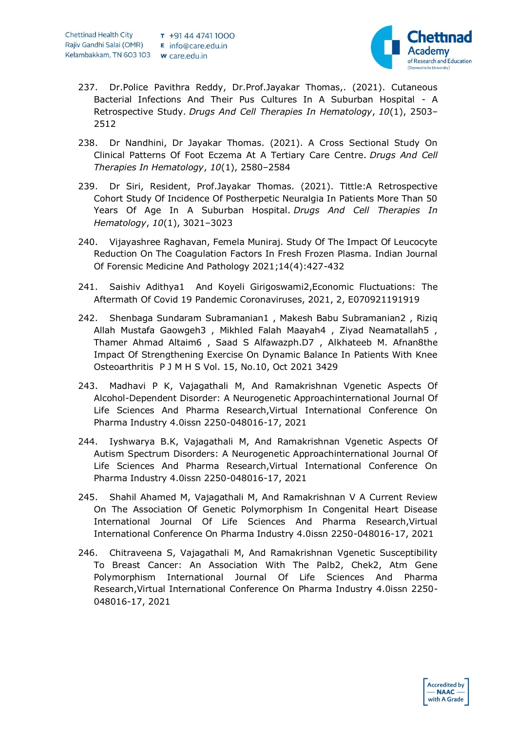237. Dr.Police Pavithra Reddy, Dr.Prof.Jayakar Thomas,. (2021). Cutaneous Bacterial Infections And Their Pus Cultures In A Suburban Hospital - A Retrospective Study. *Drugs And Cell Therapies In Hematology*, *10*(1), 2503–2512

238. Dr Nandhini, Dr Jayakar Thomas. (2021). A Cross Sectional Study On Clinical Patterns Of Foot Eczema At A Tertiary Care Centre. *Drugs And Cell Therapies In Hematology*, *10*(1), 2580–2584

239. Dr Siri, Resident, Prof.Jayakar Thomas. (2021). Tittle:A Retrospective Cohort Study Of Incidence Of Postherpetic Neuralgia In Patients More Than 50 Years Of Age In A Suburban Hospital. *Drugs And Cell Therapies In Hematology*, *10*(1), 3021–3023

240. Vijayashree Raghavan, Femela Muniraj. Study Of The Impact Of Leucocyte Reduction On The Coagulation Factors In Fresh Frozen Plasma. Indian Journal Of Forensic Medicine And Pathology 2021;14(4):427-432

241. Saishiv Adithya1 And Koyeli Girigoswami2,Economic Fluctuations: The Aftermath Of Covid 19 Pandemic Coronaviruses, 2021, 2, E070921191919

242. Shenbaga Sundaram Subramanian1 , Makesh Babu Subramanian2 , Riziq Allah Mustafa Gaowgeh3 , Mikhled Falah Maayah4 , Ziyad Neamatallah5 , Thamer Ahmad Altaim6 , Saad S Alfawazph.D7 , Alkhateeb M. Afnan8the Impact Of Strengthening Exercise On Dynamic Balance In Patients With Knee Osteoarthritis P J M H S Vol. 15, No.10, Oct 2021 3429

243. Madhavi P K, Vajagathali M, And Ramakrishnan Vgenetic Aspects Of Alcohol-Dependent Disorder: A Neurogenetic Approachinternational Journal Of Life Sciences And Pharma Research,Virtual International Conference On Pharma Industry 4.0issn 2250-048016-17, 2021

244. Iyshwarya B.K, Vajagathali M, And Ramakrishnan Vgenetic Aspects Of Autism Spectrum Disorders: A Neurogenetic Approachinternational Journal Of Life Sciences And Pharma Research,Virtual International Conference On Pharma Industry 4.0issn 2250-048016-17, 2021

245. Shahil Ahamed M, Vajagathali M, And Ramakrishnan V A Current Review On The Association Of Genetic Polymorphism In Congenital Heart Disease International Journal Of Life Sciences And Pharma Research,Virtual International Conference On Pharma Industry 4.0issn 2250-048016-17, 2021

246. Chitraveena S, Vajagathali M, And Ramakrishnan Vgenetic Susceptibility To Breast Cancer: An Association With The Palb2, Chek2, Atm Gene Polymorphism International Journal Of Life Sciences And Pharma Research,Virtual International Conference On Pharma Industry 4.0issn 2250-048016-17, 2021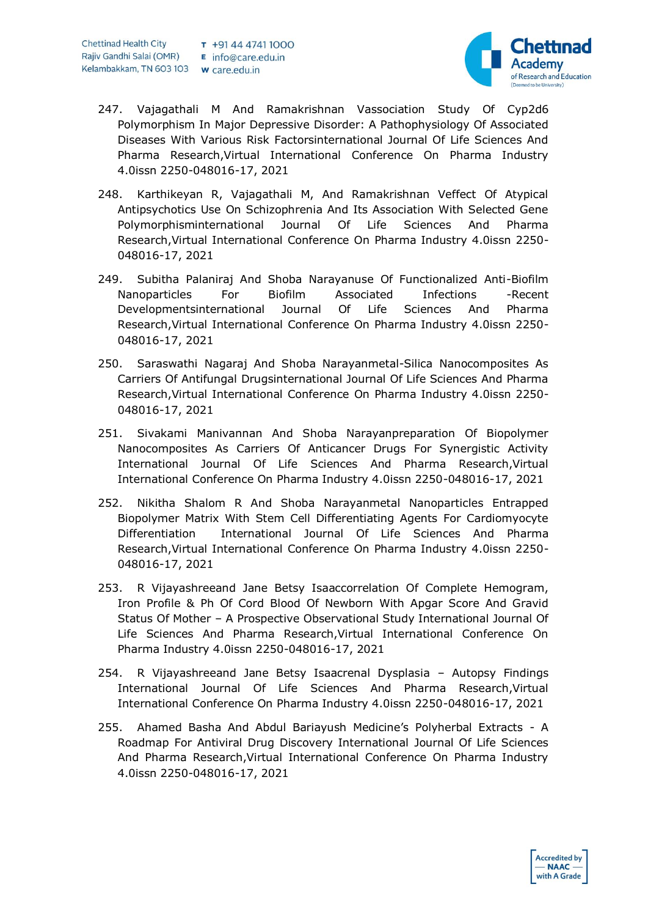247. Vajagathali M And Ramakrishnan Vassociation Study Of Cyp2d6 Polymorphism In Major Depressive Disorder: A Pathophysiology Of Associated Diseases With Various Risk Factorsinternational Journal Of Life Sciences And Pharma Research,Virtual International Conference On Pharma Industry 4.0issn 2250-048016-17, 2021

248. Karthikeyan R, Vajagathali M, And Ramakrishnan Veffect Of Atypical Antipsychotics Use On Schizophrenia And Its Association With Selected Gene Polymorphisminternational Journal Of Life Sciences And Pharma Research,Virtual International Conference On Pharma Industry 4.0issn 2250-048016-17, 2021

249. Subitha Palaniraj And Shoba Narayanuse Of Functionalized Anti-Biofilm Nanoparticles For Biofilm Associated Infections -Recent Developmentsinternational Journal Of Life Sciences And Pharma Research,Virtual International Conference On Pharma Industry 4.0issn 2250-048016-17, 2021

250. Saraswathi Nagaraj And Shoba Narayanmetal-Silica Nanocomposites As Carriers Of Antifungal Drugsinternational Journal Of Life Sciences And Pharma Research,Virtual International Conference On Pharma Industry 4.0issn 2250-048016-17, 2021

251. Sivakami Manivannan And Shoba Narayanpreparation Of Biopolymer Nanocomposites As Carriers Of Anticancer Drugs For Synergistic Activity International Journal Of Life Sciences And Pharma Research,Virtual International Conference On Pharma Industry 4.0issn 2250-048016-17, 2021

252. Nikitha Shalom R And Shoba Narayanmetal Nanoparticles Entrapped Biopolymer Matrix With Stem Cell Differentiating Agents For Cardiomyocyte Differentiation International Journal Of Life Sciences And Pharma Research,Virtual International Conference On Pharma Industry 4.0issn 2250-048016-17, 2021

253. R Vijayashreeand Jane Betsy Isaaccorrelation Of Complete Hemogram, Iron Profile & Ph Of Cord Blood Of Newborn With Apgar Score And Gravid Status Of Mother – A Prospective Observational Study International Journal Of Life Sciences And Pharma Research,Virtual International Conference On Pharma Industry 4.0issn 2250-048016-17, 2021

254. R Vijayashreeand Jane Betsy Isaacrenal Dysplasia – Autopsy Findings International Journal Of Life Sciences And Pharma Research,Virtual International Conference On Pharma Industry 4.0issn 2250-048016-17, 2021

255. Ahamed Basha And Abdul Bariayush Medicine's Polyherbal Extracts - A Roadmap For Antiviral Drug Discovery International Journal Of Life Sciences And Pharma Research,Virtual International Conference On Pharma Industry 4.0issn 2250-048016-17, 2021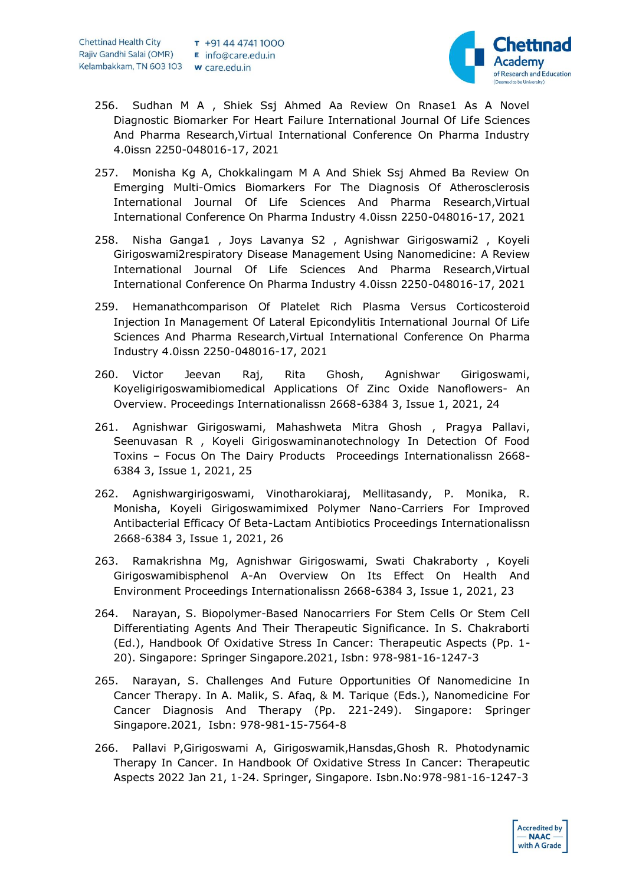256. Sudhan M A , Shiek Ssj Ahmed Aa Review On Rnase1 As A Novel Diagnostic Biomarker For Heart Failure International Journal Of Life Sciences And Pharma Research,Virtual International Conference On Pharma Industry 4.0issn 2250-048016-17, 2021

257. Monisha Kg A, Chokkalingam M A And Shiek Ssj Ahmed Ba Review On Emerging Multi-Omics Biomarkers For The Diagnosis Of Atherosclerosis International Journal Of Life Sciences And Pharma Research,Virtual International Conference On Pharma Industry 4.0issn 2250-048016-17, 2021

258. Nisha Ganga1 , Joys Lavanya S2 , Agnishwar Girigoswami2 , Koyeli Girigoswami2respiratory Disease Management Using Nanomedicine: A Review International Journal Of Life Sciences And Pharma Research,Virtual International Conference On Pharma Industry 4.0issn 2250-048016-17, 2021

259. Hemanathcomparison Of Platelet Rich Plasma Versus Corticosteroid Injection In Management Of Lateral Epicondylitis International Journal Of Life Sciences And Pharma Research,Virtual International Conference On Pharma Industry 4.0issn 2250-048016-17, 2021

260. Victor Jeevan Raj, Rita Ghosh, Agnishwar Girigoswami, Koyeligirigoswamibiomedical Applications Of Zinc Oxide Nanoflowers- An Overview. Proceedings Internationalissn 2668-6384 3, Issue 1, 2021, 24

261. Agnishwar Girigoswami, Mahashweta Mitra Ghosh , Pragya Pallavi, Seenuvasan R , Koyeli Girigoswaminanotechnology In Detection Of Food Toxins – Focus On The Dairy Products Proceedings Internationalissn 2668-6384 3, Issue 1, 2021, 25

262. Agnishwargirigoswami, Vinotharokiaraj, Mellitasandy, P. Monika, R. Monisha, Koyeli Girigoswamimixed Polymer Nano-Carriers For Improved Antibacterial Efficacy Of Beta-Lactam Antibiotics Proceedings Internationalissn 2668-6384 3, Issue 1, 2021, 26

263. Ramakrishna Mg, Agnishwar Girigoswami, Swati Chakraborty , Koyeli Girigoswamibisphenol A-An Overview On Its Effect On Health And Environment Proceedings Internationalissn 2668-6384 3, Issue 1, 2021, 23

264. Narayan, S. Biopolymer-Based Nanocarriers For Stem Cells Or Stem Cell Differentiating Agents And Their Therapeutic Significance. In S. Chakraborti (Ed.), Handbook Of Oxidative Stress In Cancer: Therapeutic Aspects (Pp. 1-20). Singapore: Springer Singapore.2021, Isbn: 978-981-16-1247-3

265. Narayan, S. Challenges And Future Opportunities Of Nanomedicine In Cancer Therapy. In A. Malik, S. Afaq, & M. Tarique (Eds.), Nanomedicine For Cancer Diagnosis And Therapy (Pp. 221-249). Singapore: Springer Singapore.2021, Isbn: 978-981-15-7564-8

266. Pallavi P,Girigoswami A, Girigoswamik,Hansdas,Ghosh R. Photodynamic Therapy In Cancer. In Handbook Of Oxidative Stress In Cancer: Therapeutic Aspects 2022 Jan 21, 1-24. Springer, Singapore. Isbn.No:978-981-16-1247-3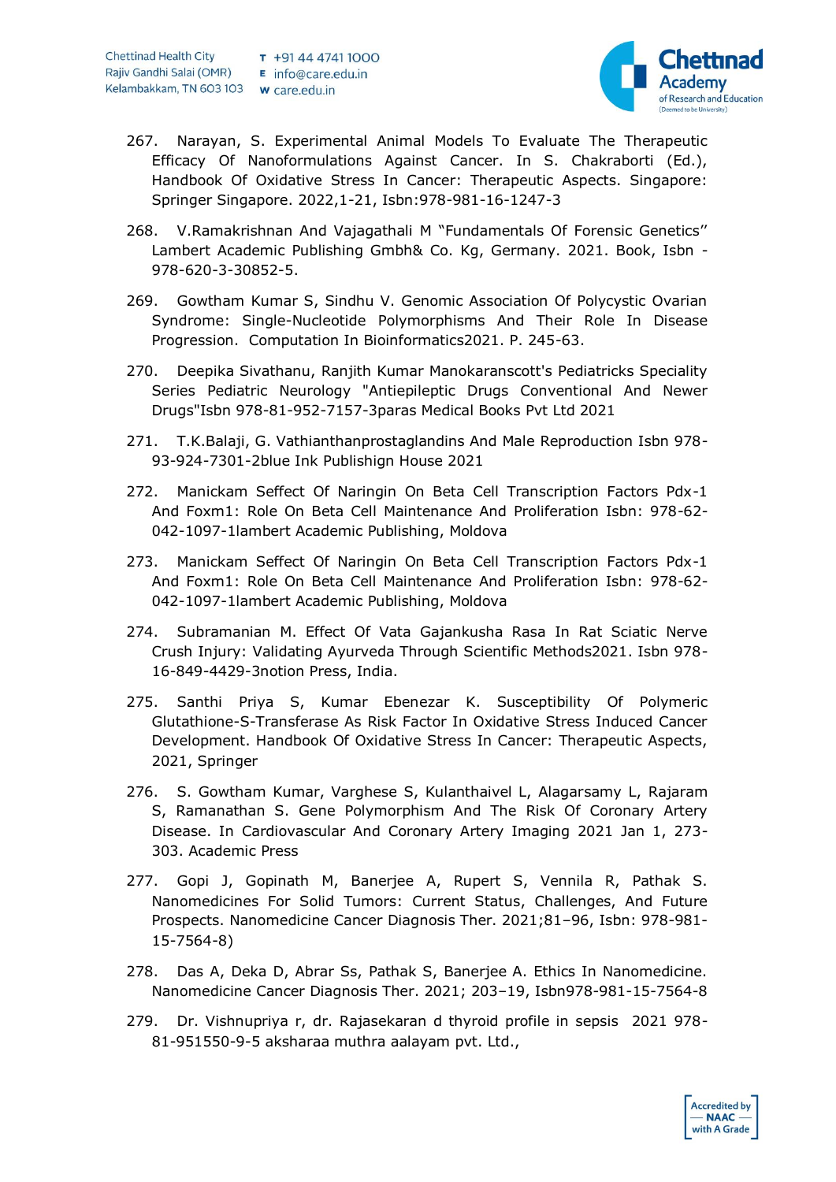267. Narayan, S. Experimental Animal Models To Evaluate The Therapeutic Efficacy Of Nanoformulations Against Cancer. In S. Chakraborti (Ed.), Handbook Of Oxidative Stress In Cancer: Therapeutic Aspects. Singapore: Springer Singapore. 2022,1-21, Isbn:978-981-16-1247-3

268. V.Ramakrishnan And Vajagathali M "Fundamentals Of Forensic Genetics" Lambert Academic Publishing Gmbh& Co. Kg, Germany. 2021. Book, Isbn - 978-620-3-30852-5.

269. Gowtham Kumar S, Sindhu V. Genomic Association Of Polycystic Ovarian Syndrome: Single-Nucleotide Polymorphisms And Their Role In Disease Progression. Computation In Bioinformatics2021. P. 245-63.

270. Deepika Sivathanu, Ranjith Kumar Manokaranscott's Pediatricks Speciality Series Pediatric Neurology "Antiepileptic Drugs Conventional And Newer Drugs"Isbn 978-81-952-7157-3paras Medical Books Pvt Ltd 2021

271. T.K.Balaji, G. Vathianthanprostaglandins And Male Reproduction Isbn 978-93-924-7301-2blue Ink Publishign House 2021

272. Manickam Seffect Of Naringin On Beta Cell Transcription Factors Pdx-1 And Foxm1: Role On Beta Cell Maintenance And Proliferation Isbn: 978-62-042-1097-1lambert Academic Publishing, Moldova

273. Manickam Seffect Of Naringin On Beta Cell Transcription Factors Pdx-1 And Foxm1: Role On Beta Cell Maintenance And Proliferation Isbn: 978-62-042-1097-1lambert Academic Publishing, Moldova

274. Subramanian M. Effect Of Vata Gajankusha Rasa In Rat Sciatic Nerve Crush Injury: Validating Ayurveda Through Scientific Methods2021. Isbn 978-16-849-4429-3notion Press, India.

275. Santhi Priya S, Kumar Ebenezar K. Susceptibility Of Polymeric Glutathione-S-Transferase As Risk Factor In Oxidative Stress Induced Cancer Development. Handbook Of Oxidative Stress In Cancer: Therapeutic Aspects, 2021, Springer

276. S. Gowtham Kumar, Varghese S, Kulanthaivel L, Alagarsamy L, Rajaram S, Ramanathan S. Gene Polymorphism And The Risk Of Coronary Artery Disease. In Cardiovascular And Coronary Artery Imaging 2021 Jan 1, 273-303. Academic Press

277. Gopi J, Gopinath M, Banerjee A, Rupert S, Vennila R, Pathak S. Nanomedicines For Solid Tumors: Current Status, Challenges, And Future Prospects. Nanomedicine Cancer Diagnosis Ther. 2021;81–96, Isbn: 978-981-15-7564-8)

278. Das A, Deka D, Abrar Ss, Pathak S, Banerjee A. Ethics In Nanomedicine. Nanomedicine Cancer Diagnosis Ther. 2021; 203–19, Isbn978-981-15-7564-8

279. Dr. Vishnupriya r, dr. Rajasekaran d thyroid profile in sepsis 2021 978-81-951550-9-5 aksharaa muthra aalayam pvt. Ltd.,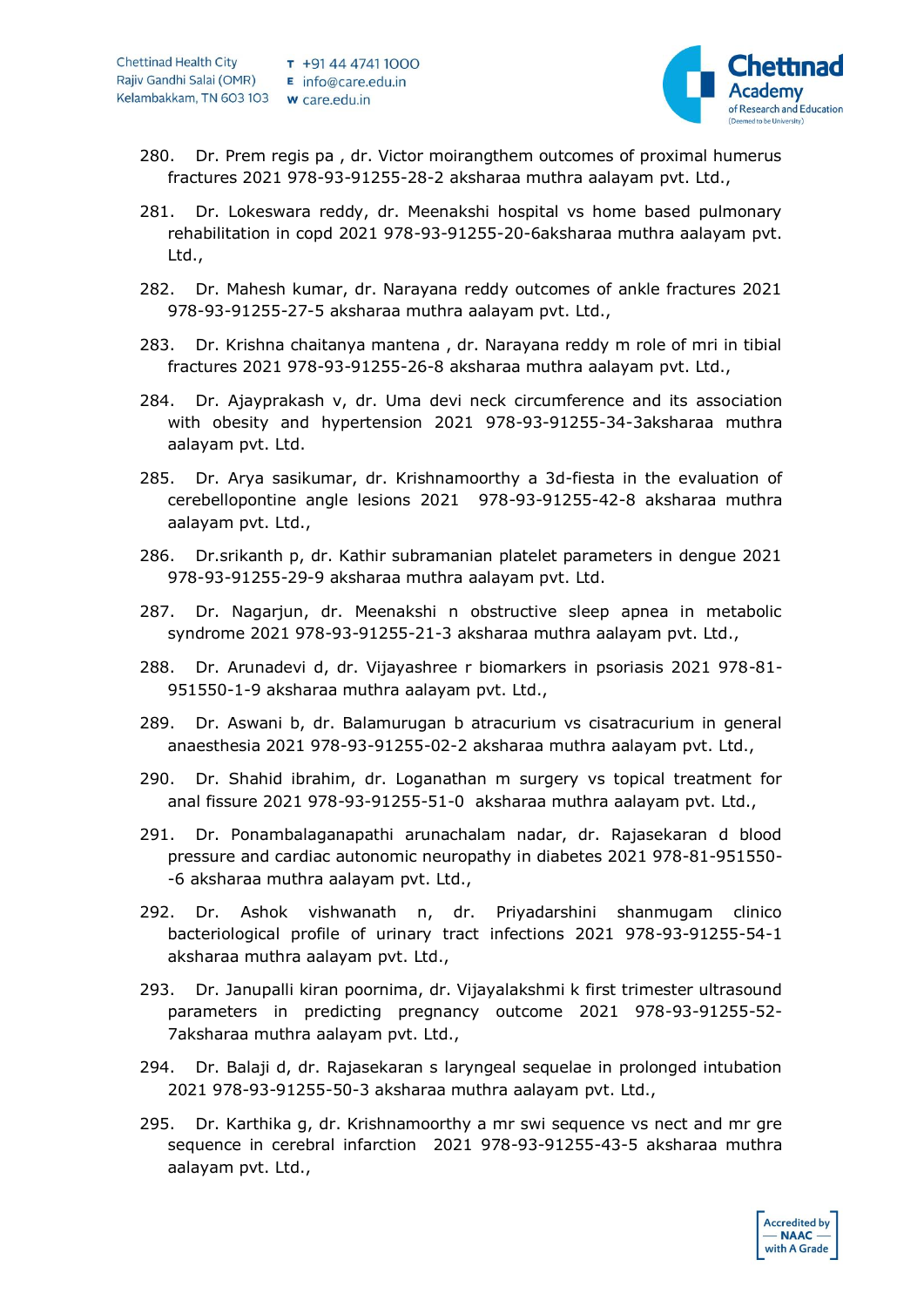280. Dr. Prem regis pa , dr. Victor moirangthem outcomes of proximal humerus fractures 2021 978-93-91255-28-2 aksharaa muthra aalayam pvt. Ltd.,

281. Dr. Lokeswara reddy, dr. Meenakshi hospital vs home based pulmonary rehabilitation in copd 2021 978-93-91255-20-6aksharaa muthra aalayam pvt. Ltd.,

282. Dr. Mahesh kumar, dr. Narayana reddy outcomes of ankle fractures 2021 978-93-91255-27-5 aksharaa muthra aalayam pvt. Ltd.,

283. Dr. Krishna chaitanya mantena , dr. Narayana reddy m role of mri in tibial fractures 2021 978-93-91255-26-8 aksharaa muthra aalayam pvt. Ltd.,

284. Dr. Ajayprakash v, dr. Uma devi neck circumference and its association with obesity and hypertension 2021 978-93-91255-34-3aksharaa muthra aalayam pvt. Ltd.

285. Dr. Arya sasikumar, dr. Krishnamoorthy a 3d-fiesta in the evaluation of cerebellopontine angle lesions 2021 978-93-91255-42-8 aksharaa muthra aalayam pvt. Ltd.,

286. Dr.srikanth p, dr. Kathir subramanian platelet parameters in dengue 2021 978-93-91255-29-9 aksharaa muthra aalayam pvt. Ltd.

287. Dr. Nagarjun, dr. Meenakshi n obstructive sleep apnea in metabolic syndrome 2021 978-93-91255-21-3 aksharaa muthra aalayam pvt. Ltd.,

288. Dr. Arunadevi d, dr. Vijayashree r biomarkers in psoriasis 2021 978-81-951550-1-9 aksharaa muthra aalayam pvt. Ltd.,

289. Dr. Aswani b, dr. Balamurugan b atracurium vs cisatracurium in general anaesthesia 2021 978-93-91255-02-2 aksharaa muthra aalayam pvt. Ltd.,

290. Dr. Shahid ibrahim, dr. Loganathan m surgery vs topical treatment for anal fissure 2021 978-93-91255-51-0 aksharaa muthra aalayam pvt. Ltd.,

291. Dr. Ponambalaganapathi arunachalam nadar, dr. Rajasekaran d blood pressure and cardiac autonomic neuropathy in diabetes 2021 978-81-951550--6 aksharaa muthra aalayam pvt. Ltd.,

292. Dr. Ashok vishwanath n, dr. Priyadarshini shanmugam clinico bacteriological profile of urinary tract infections 2021 978-93-91255-54-1 aksharaa muthra aalayam pvt. Ltd.,

293. Dr. Janupalli kiran poornima, dr. Vijayalakshmi k first trimester ultrasound parameters in predicting pregnancy outcome 2021 978-93-91255-52-7aksharaa muthra aalayam pvt. Ltd.,

294. Dr. Balaji d, dr. Rajasekaran s laryngeal sequelae in prolonged intubation 2021 978-93-91255-50-3 aksharaa muthra aalayam pvt. Ltd.,

295. Dr. Karthika g, dr. Krishnamoorthy a mr swi sequence vs nect and mr gre sequence in cerebral infarction 2021 978-93-91255-43-5 aksharaa muthra aalayam pvt. Ltd.,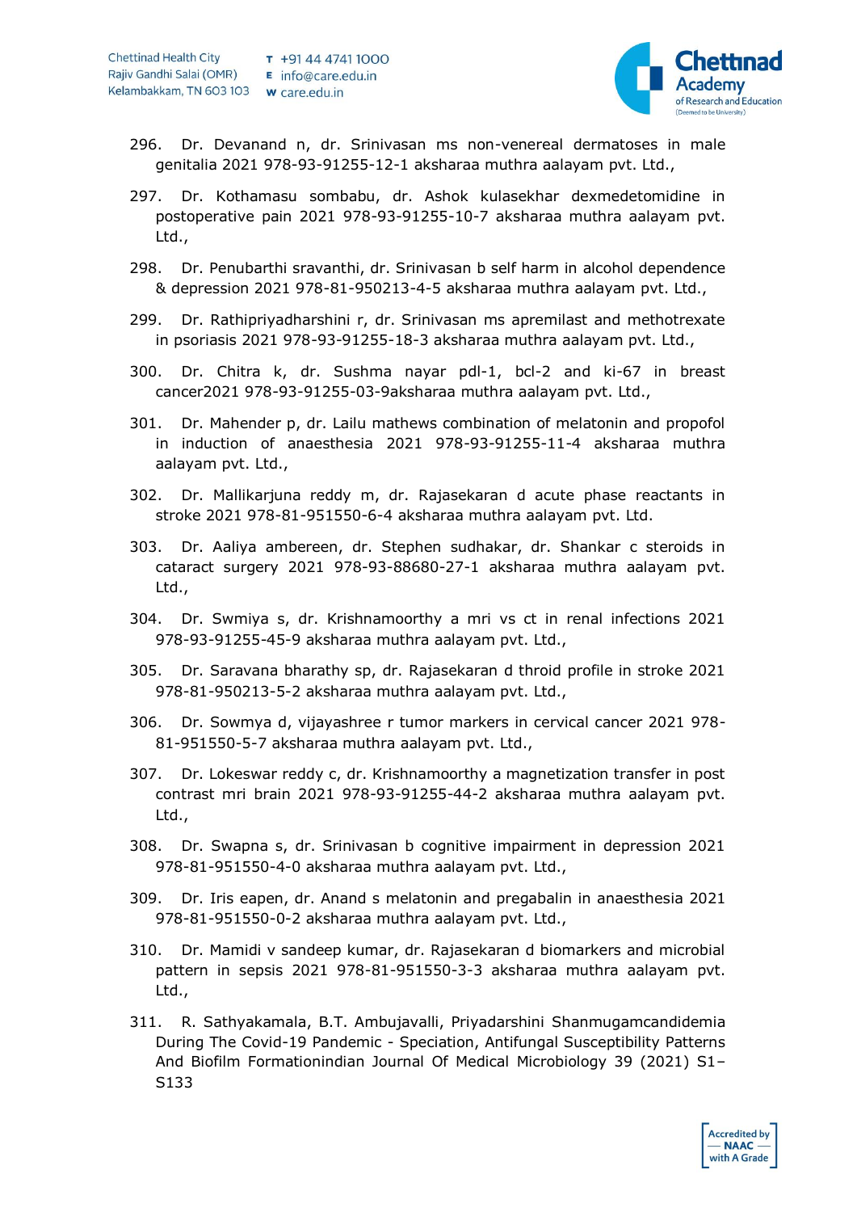296. Dr. Devanand n, dr. Srinivasan ms non-venereal dermatoses in male genitalia 2021 978-93-91255-12-1 aksharaa muthra aalayam pvt. Ltd.,

297. Dr. Kothamasu sombabu, dr. Ashok kulasekhar dexmedetomidine in postoperative pain 2021 978-93-91255-10-7 aksharaa muthra aalayam pvt. Ltd.,

298. Dr. Penubarthi sravanthi, dr. Srinivasan b self harm in alcohol dependence & depression 2021 978-81-950213-4-5 aksharaa muthra aalayam pvt. Ltd.,

299. Dr. Rathipriyadharshini r, dr. Srinivasan ms apremilast and methotrexate in psoriasis 2021 978-93-91255-18-3 aksharaa muthra aalayam pvt. Ltd.,

300. Dr. Chitra k, dr. Sushma nayar pdl-1, bcl-2 and ki-67 in breast cancer2021 978-93-91255-03-9aksharaa muthra aalayam pvt. Ltd.,

301. Dr. Mahender p, dr. Lailu mathews combination of melatonin and propofol in induction of anaesthesia 2021 978-93-91255-11-4 aksharaa muthra aalayam pvt. Ltd.,

302. Dr. Mallikarjuna reddy m, dr. Rajasekaran d acute phase reactants in stroke 2021 978-81-951550-6-4 aksharaa muthra aalayam pvt. Ltd.

303. Dr. Aaliya ambereen, dr. Stephen sudhakar, dr. Shankar c steroids in cataract surgery 2021 978-93-88680-27-1 aksharaa muthra aalayam pvt. Ltd.,

304. Dr. Swmiya s, dr. Krishnamoorthy a mri vs ct in renal infections 2021 978-93-91255-45-9 aksharaa muthra aalayam pvt. Ltd.,

305. Dr. Saravana bharathy sp, dr. Rajasekaran d throid profile in stroke 2021 978-81-950213-5-2 aksharaa muthra aalayam pvt. Ltd.,

306. Dr. Sowmya d, vijayashree r tumor markers in cervical cancer 2021 978-81-951550-5-7 aksharaa muthra aalayam pvt. Ltd.,

307. Dr. Lokeswar reddy c, dr. Krishnamoorthy a magnetization transfer in post contrast mri brain 2021 978-93-91255-44-2 aksharaa muthra aalayam pvt. Ltd.,

308. Dr. Swapna s, dr. Srinivasan b cognitive impairment in depression 2021 978-81-951550-4-0 aksharaa muthra aalayam pvt. Ltd.,

309. Dr. Iris eapen, dr. Anand s melatonin and pregabalin in anaesthesia 2021 978-81-951550-0-2 aksharaa muthra aalayam pvt. Ltd.,

310. Dr. Mamidi v sandeep kumar, dr. Rajasekaran d biomarkers and microbial pattern in sepsis 2021 978-81-951550-3-3 aksharaa muthra aalayam pvt. Ltd.,

311. R. Sathyakamala, B.T. Ambujavalli, Priyadarshini Shanmugamcandidemia During The Covid-19 Pandemic - Speciation, Antifungal Susceptibility Patterns And Biofilm Formationindian Journal Of Medical Microbiology 39 (2021) S1–S133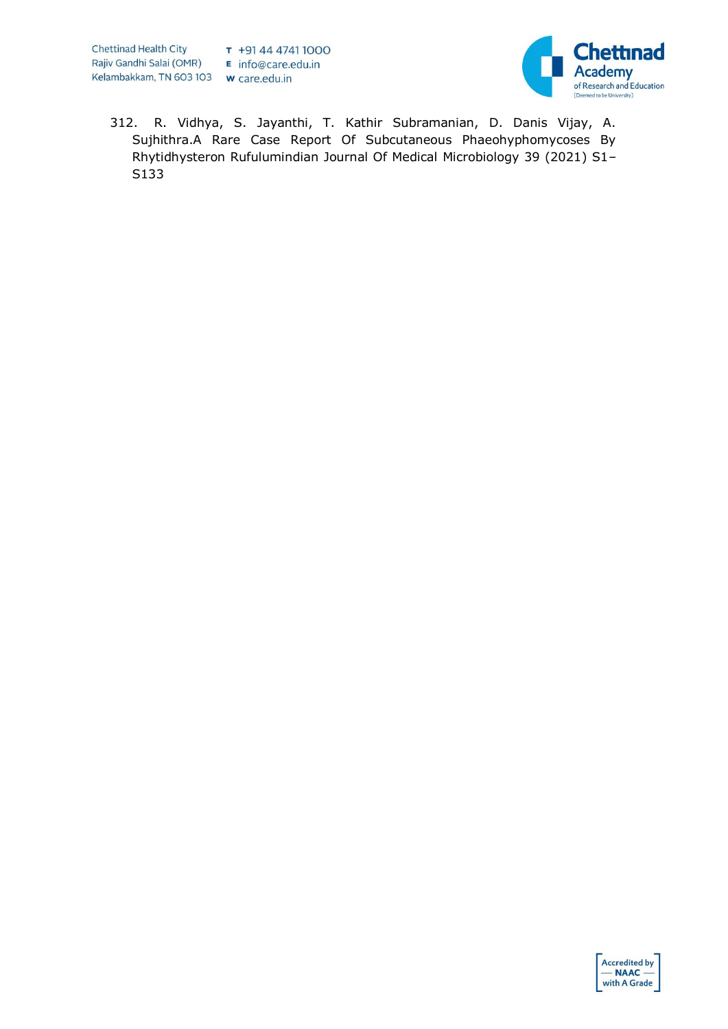312. R. Vidhya, S. Jayanthi, T. Kathir Subramanian, D. Danis Vijay, A. Sujhithra.A Rare Case Report Of Subcutaneous Phaeohyphomycoses By Rhytidhysteron Rufulumindian Journal Of Medical Microbiology 39 (2021) S1–S133